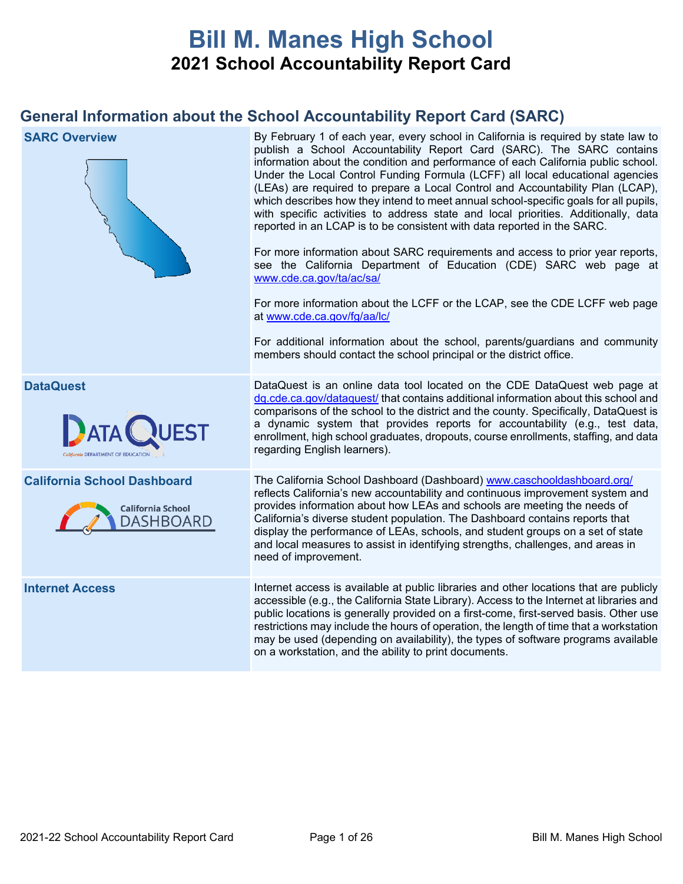# Bill M. Manes High School

## 2021 School Accountability Report Card

## General Information about the School Accountability Report Card (SARC)

| | |
|---|---|
| **SARC Overview** | By February 1 of each year, every school in California is required by state law to publish a School Accountability Report Card (SARC). The SARC contains information about the condition and performance of each California public school. Under the Local Control Funding Formula (LCFF) all local educational agencies (LEAs) are required to prepare a Local Control and Accountability Plan (LCAP), which describes how they intend to meet annual school-specific goals for all pupils, with specific activities to address state and local priorities. Additionally, data reported in an LCAP is to be consistent with data reported in the SARC.<br><br>For more information about SARC requirements and access to prior year reports, see the California Department of Education (CDE) SARC web page at www.cde.ca.gov/ta/ac/sa/<br><br>For more information about the LCFF or the LCAP, see the CDE LCFF web page at www.cde.ca.gov/fg/aa/lc/<br><br>For additional information about the school, parents/guardians and community members should contact the school principal or the district office. |
| **DataQuest** | DataQuest is an online data tool located on the CDE DataQuest web page at dq.cde.ca.gov/dataquest/ that contains additional information about this school and comparisons of the school to the district and the county. Specifically, DataQuest is a dynamic system that provides reports for accountability (e.g., test data, enrollment, high school graduates, dropouts, course enrollments, staffing, and data regarding English learners). |
| **California School Dashboard** | The California School Dashboard (Dashboard) www.caschooldashboard.org/ reflects California's new accountability and continuous improvement system and provides information about how LEAs and schools are meeting the needs of California's diverse student population. The Dashboard contains reports that display the performance of LEAs, schools, and student groups on a set of state and local measures to assist in identifying strengths, challenges, and areas in need of improvement. |
| **Internet Access** | Internet access is available at public libraries and other locations that are publicly accessible (e.g., the California State Library). Access to the Internet at libraries and public locations is generally provided on a first-come, first-served basis. Other use restrictions may include the hours of operation, the length of time that a workstation may be used (depending on availability), the types of software programs available on a workstation, and the ability to print documents. |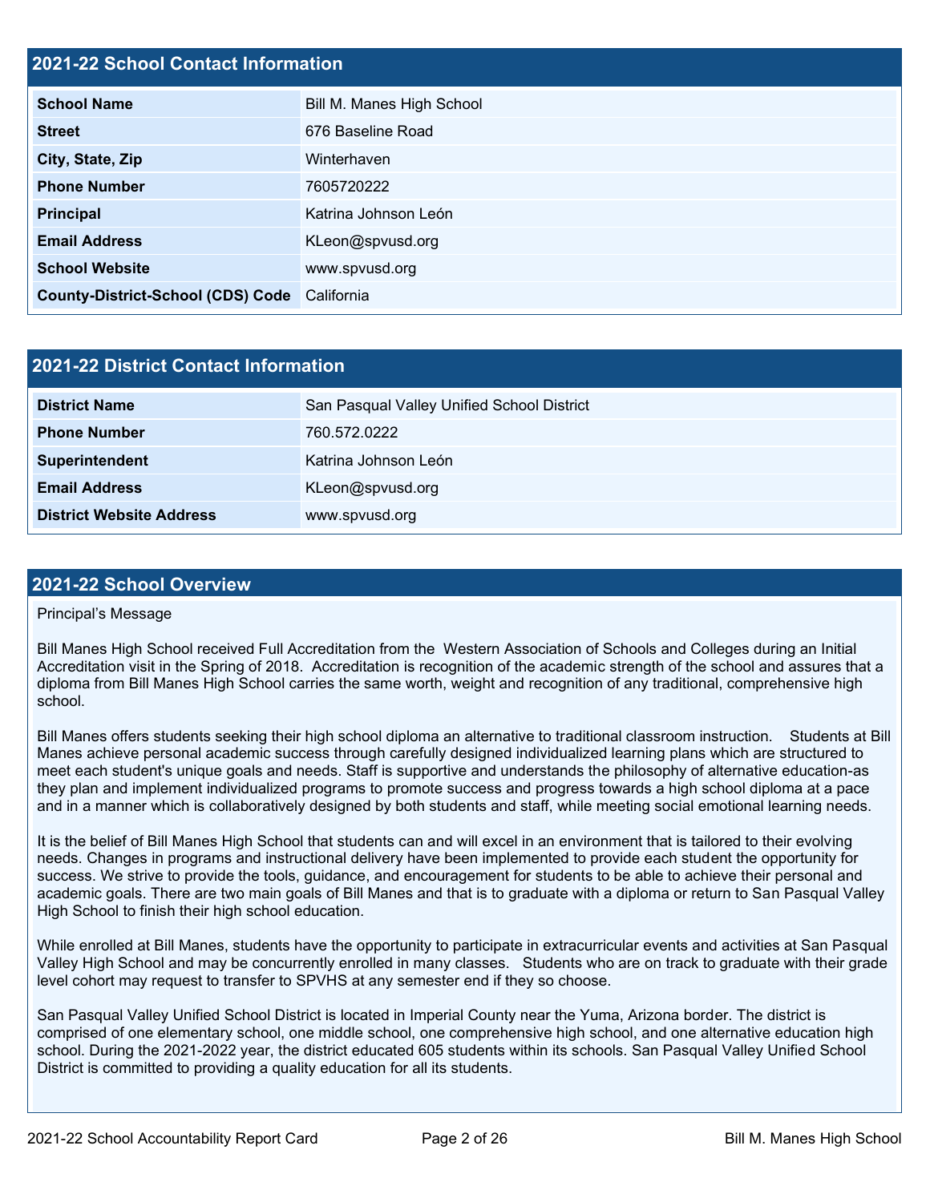## 2021-22 School Contact Information

| | |
|---|---|
| **School Name** | Bill M. Manes High School |
| **Street** | 676 Baseline Road |
| **City, State, Zip** | Winterhaven |
| **Phone Number** | 7605720222 |
| **Principal** | Katrina Johnson León |
| **Email Address** | KLeon@spvusd.org |
| **School Website** | www.spvusd.org |
| **County-District-School (CDS) Code** | California |

## 2021-22 District Contact Information

| | |
|---|---|
| **District Name** | San Pasqual Valley Unified School District |
| **Phone Number** | 760.572.0222 |
| **Superintendent** | Katrina Johnson León |
| **Email Address** | KLeon@spvusd.org |
| **District Website Address** | www.spvusd.org |

## 2021-22 School Overview

Principal's Message

Bill Manes High School received Full Accreditation from the Western Association of Schools and Colleges during an Initial Accreditation visit in the Spring of 2018. Accreditation is recognition of the academic strength of the school and assures that a diploma from Bill Manes High School carries the same worth, weight and recognition of any traditional, comprehensive high school.

Bill Manes offers students seeking their high school diploma an alternative to traditional classroom instruction. Students at Bill Manes achieve personal academic success through carefully designed individualized learning plans which are structured to meet each student's unique goals and needs. Staff is supportive and understands the philosophy of alternative education-as they plan and implement individualized programs to promote success and progress towards a high school diploma at a pace and in a manner which is collaboratively designed by both students and staff, while meeting social emotional learning needs.

It is the belief of Bill Manes High School that students can and will excel in an environment that is tailored to their evolving needs. Changes in programs and instructional delivery have been implemented to provide each student the opportunity for success. We strive to provide the tools, guidance, and encouragement for students to be able to achieve their personal and academic goals. There are two main goals of Bill Manes and that is to graduate with a diploma or return to San Pasqual Valley High School to finish their high school education.

While enrolled at Bill Manes, students have the opportunity to participate in extracurricular events and activities at San Pasqual Valley High School and may be concurrently enrolled in many classes. Students who are on track to graduate with their grade level cohort may request to transfer to SPVHS at any semester end if they so choose.

San Pasqual Valley Unified School District is located in Imperial County near the Yuma, Arizona border. The district is comprised of one elementary school, one middle school, one comprehensive high school, and one alternative education high school. During the 2021-2022 year, the district educated 605 students within its schools. San Pasqual Valley Unified School District is committed to providing a quality education for all its students.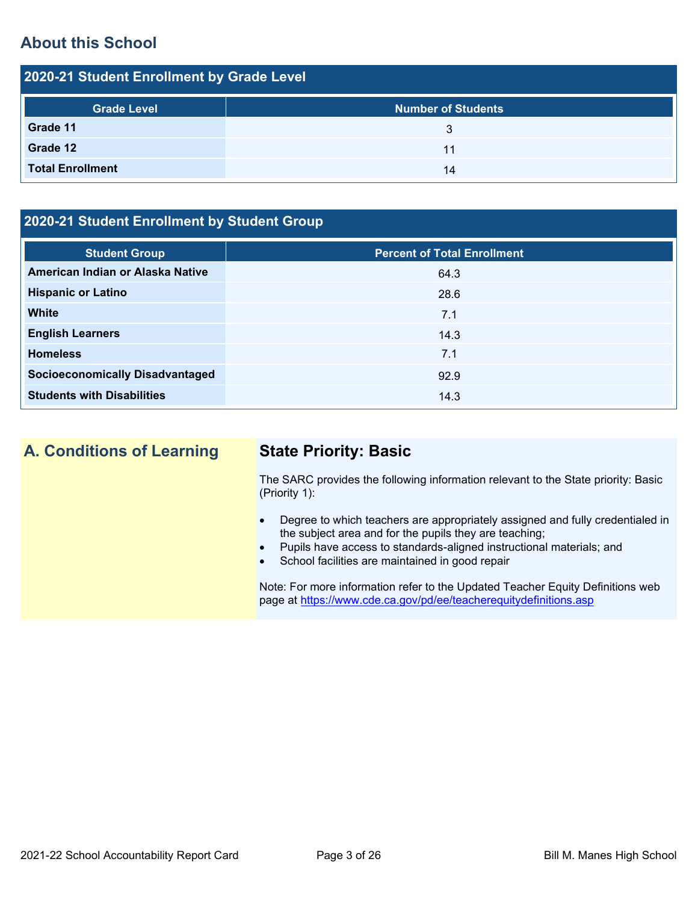## About this School

### 2020-21 Student Enrollment by Grade Level

| Grade Level | Number of Students |
| --- | --- |
| **Grade 11** | 3 |
| **Grade 12** | 11 |
| **Total Enrollment** | 14 |

### 2020-21 Student Enrollment by Student Group

| Student Group | Percent of Total Enrollment |
| --- | --- |
| **American Indian or Alaska Native** | 64.3 |
| **Hispanic or Latino** | 28.6 |
| **White** | 7.1 |
| **English Learners** | 14.3 |
| **Homeless** | 7.1 |
| **Socioeconomically Disadvantaged** | 92.9 |
| **Students with Disabilities** | 14.3 |

## A. Conditions of Learning

### State Priority: Basic

The SARC provides the following information relevant to the State priority: Basic (Priority 1):

- Degree to which teachers are appropriately assigned and fully credentialed in the subject area and for the pupils they are teaching;
- Pupils have access to standards-aligned instructional materials; and
- School facilities are maintained in good repair

Note: For more information refer to the Updated Teacher Equity Definitions web page at https://www.cde.ca.gov/pd/ee/teacherequitydefinitions.asp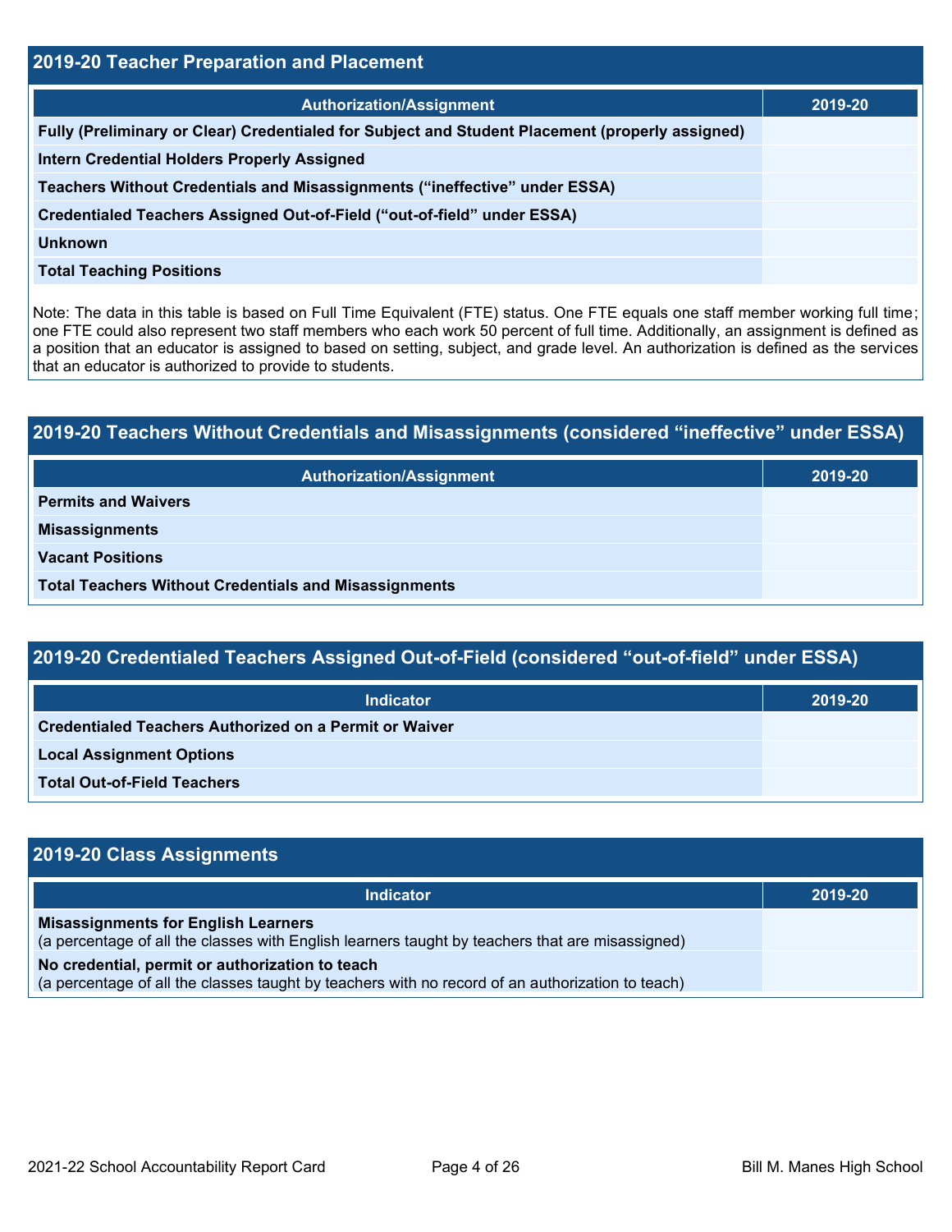## 2019-20 Teacher Preparation and Placement

| Authorization/Assignment | 2019-20 |
| --- | --- |
| Fully (Preliminary or Clear) Credentialed for Subject and Student Placement (properly assigned) | |
| Intern Credential Holders Properly Assigned | |
| Teachers Without Credentials and Misassignments ("ineffective" under ESSA) | |
| Credentialed Teachers Assigned Out-of-Field ("out-of-field" under ESSA) | |
| Unknown | |
| Total Teaching Positions | |

Note: The data in this table is based on Full Time Equivalent (FTE) status. One FTE equals one staff member working full time; one FTE could also represent two staff members who each work 50 percent of full time. Additionally, an assignment is defined as a position that an educator is assigned to based on setting, subject, and grade level. An authorization is defined as the services that an educator is authorized to provide to students.

## 2019-20 Teachers Without Credentials and Misassignments (considered "ineffective" under ESSA)

| Authorization/Assignment | 2019-20 |
| --- | --- |
| Permits and Waivers | |
| Misassignments | |
| Vacant Positions | |
| Total Teachers Without Credentials and Misassignments | |

## 2019-20 Credentialed Teachers Assigned Out-of-Field (considered "out-of-field" under ESSA)

| Indicator | 2019-20 |
| --- | --- |
| Credentialed Teachers Authorized on a Permit or Waiver | |
| Local Assignment Options | |
| Total Out-of-Field Teachers | |

## 2019-20 Class Assignments

| Indicator | 2019-20 |
| --- | --- |
| **Misassignments for English Learners** (a percentage of all the classes with English learners taught by teachers that are misassigned) | |
| **No credential, permit or authorization to teach** (a percentage of all the classes taught by teachers with no record of an authorization to teach) | |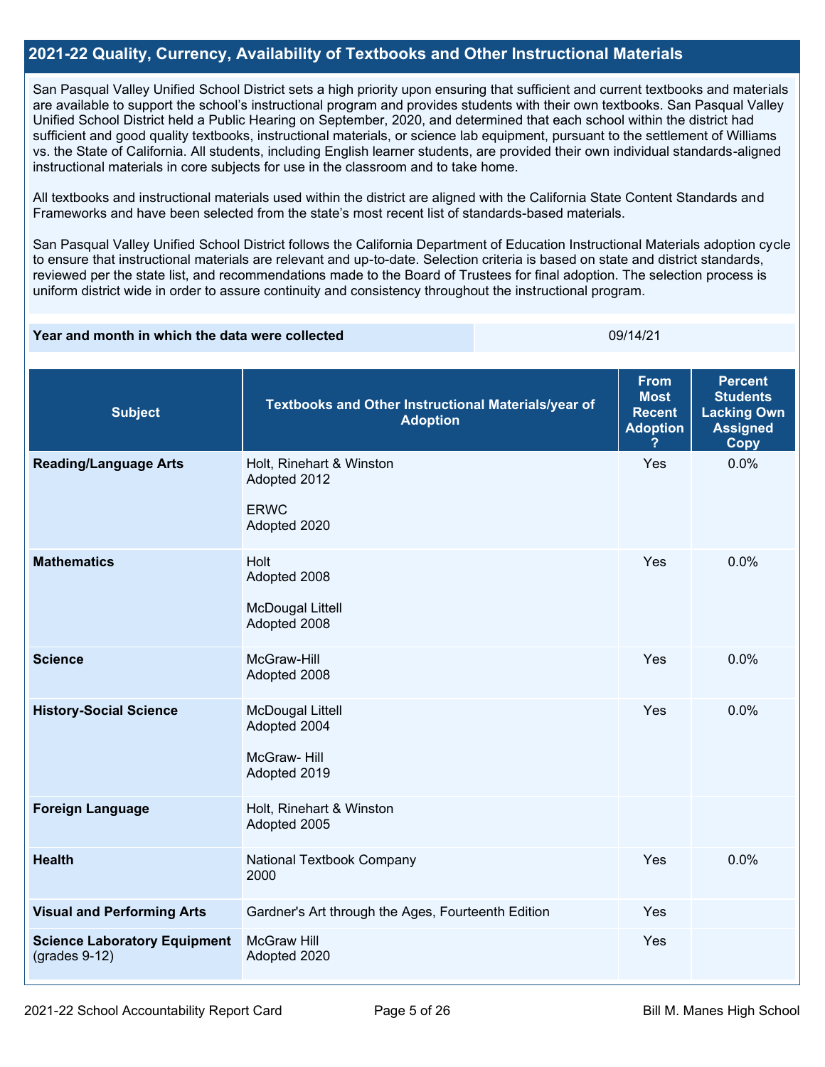## 2021-22 Quality, Currency, Availability of Textbooks and Other Instructional Materials

San Pasqual Valley Unified School District sets a high priority upon ensuring that sufficient and current textbooks and materials are available to support the school's instructional program and provides students with their own textbooks. San Pasqual Valley Unified School District held a Public Hearing on September, 2020, and determined that each school within the district had sufficient and good quality textbooks, instructional materials, or science lab equipment, pursuant to the settlement of Williams vs. the State of California. All students, including English learner students, are provided their own individual standards-aligned instructional materials in core subjects for use in the classroom and to take home.

All textbooks and instructional materials used within the district are aligned with the California State Content Standards and Frameworks and have been selected from the state's most recent list of standards-based materials.

San Pasqual Valley Unified School District follows the California Department of Education Instructional Materials adoption cycle to ensure that instructional materials are relevant and up-to-date. Selection criteria is based on state and district standards, reviewed per the state list, and recommendations made to the Board of Trustees for final adoption. The selection process is uniform district wide in order to assure continuity and consistency throughout the instructional program.

| Year and month in which the data were collected | 09/14/21 |
|---|---|

| Subject | Textbooks and Other Instructional Materials/year of Adoption | From Most Recent Adoption ? | Percent Students Lacking Own Assigned Copy |
|---|---|---|---|
| **Reading/Language Arts** | Holt, Rinehart & Winston Adopted 2012<br><br>ERWC Adopted 2020 | Yes | 0.0% |
| **Mathematics** | Holt Adopted 2008<br><br>McDougal Littell Adopted 2008 | Yes | 0.0% |
| **Science** | McGraw-Hill Adopted 2008 | Yes | 0.0% |
| **History-Social Science** | McDougal Littell Adopted 2004<br><br>McGraw- Hill Adopted 2019 | Yes | 0.0% |
| **Foreign Language** | Holt, Rinehart & Winston Adopted 2005 | | |
| **Health** | National Textbook Company 2000 | Yes | 0.0% |
| **Visual and Performing Arts** | Gardner's Art through the Ages, Fourteenth Edition | Yes | |
| **Science Laboratory Equipment** (grades 9-12) | McGraw Hill Adopted 2020 | Yes | |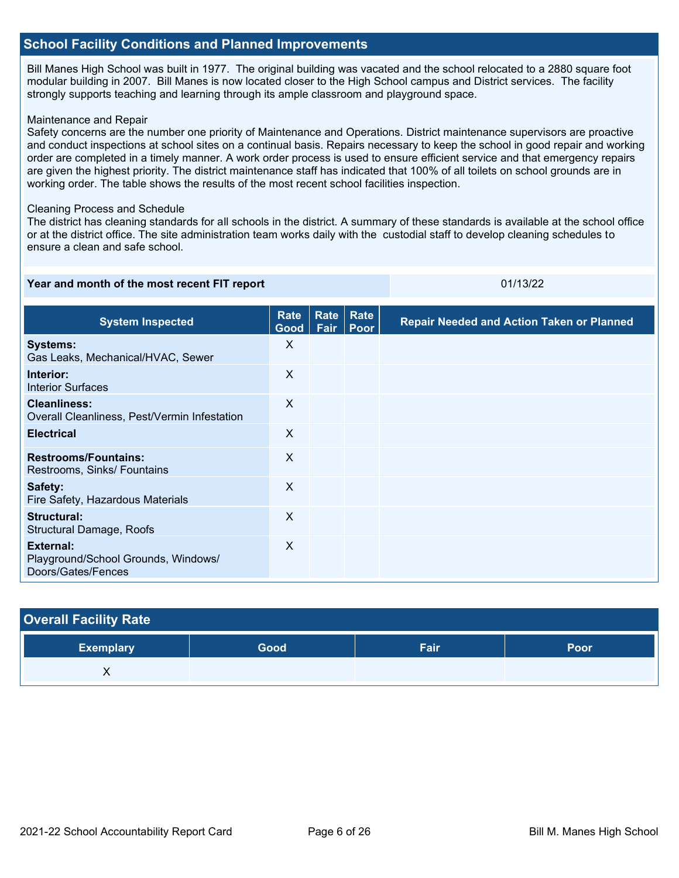## School Facility Conditions and Planned Improvements

Bill Manes High School was built in 1977. The original building was vacated and the school relocated to a 2880 square foot modular building in 2007. Bill Manes is now located closer to the High School campus and District services. The facility strongly supports teaching and learning through its ample classroom and playground space.

Maintenance and Repair
Safety concerns are the number one priority of Maintenance and Operations. District maintenance supervisors are proactive and conduct inspections at school sites on a continual basis. Repairs necessary to keep the school in good repair and working order are completed in a timely manner. A work order process is used to ensure efficient service and that emergency repairs are given the highest priority. The district maintenance staff has indicated that 100% of all toilets on school grounds are in working order. The table shows the results of the most recent school facilities inspection.

Cleaning Process and Schedule
The district has cleaning standards for all schools in the district. A summary of these standards is available at the school office or at the district office. The site administration team works daily with the custodial staff to develop cleaning schedules to ensure a clean and safe school.

| Year and month of the most recent FIT report | 01/13/22 |
| --- | --- |

| System Inspected | Rate Good | Rate Fair | Rate Poor | Repair Needed and Action Taken or Planned |
| --- | --- | --- | --- | --- |
| **Systems:** Gas Leaks, Mechanical/HVAC, Sewer | X | | | |
| **Interior:** Interior Surfaces | X | | | |
| **Cleanliness:** Overall Cleanliness, Pest/Vermin Infestation | X | | | |
| **Electrical** | X | | | |
| **Restrooms/Fountains:** Restrooms, Sinks/ Fountains | X | | | |
| **Safety:** Fire Safety, Hazardous Materials | X | | | |
| **Structural:** Structural Damage, Roofs | X | | | |
| **External:** Playground/School Grounds, Windows/ Doors/Gates/Fences | X | | | |

## Overall Facility Rate

| Exemplary | Good | Fair | Poor |
| --- | --- | --- | --- |
| X | | | |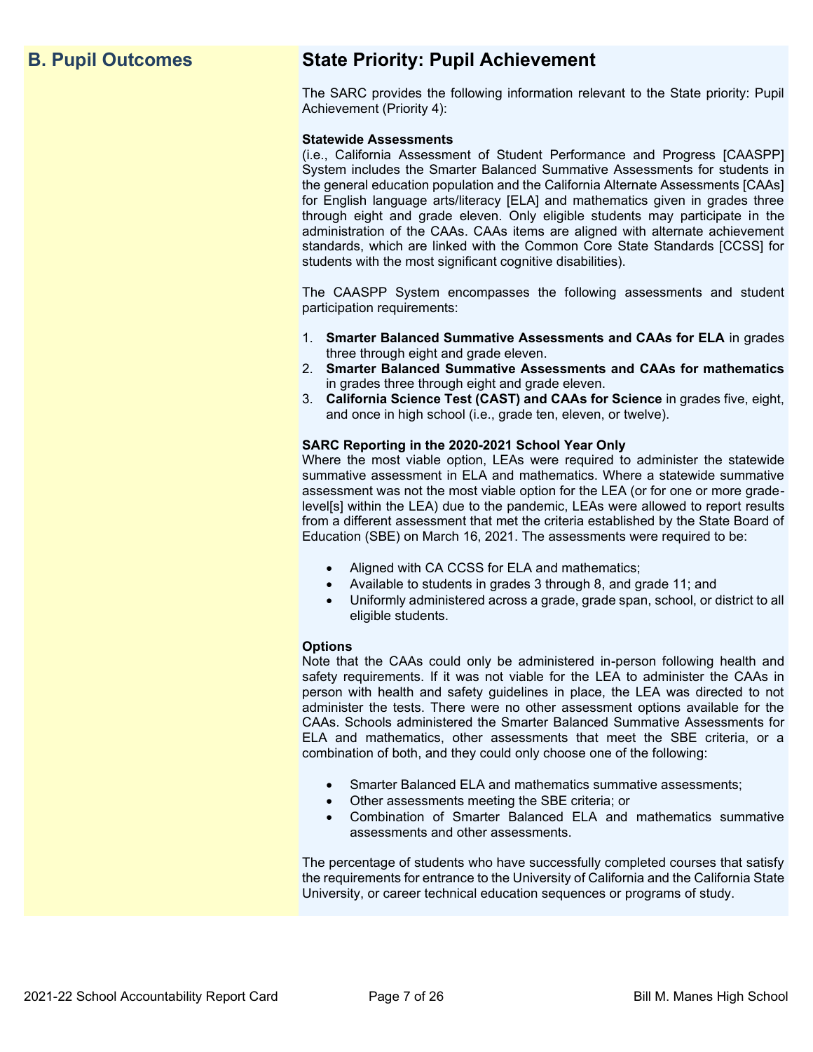## B. Pupil Outcomes

## State Priority: Pupil Achievement

The SARC provides the following information relevant to the State priority: Pupil Achievement (Priority 4):

**Statewide Assessments**
(i.e., California Assessment of Student Performance and Progress [CAASPP] System includes the Smarter Balanced Summative Assessments for students in the general education population and the California Alternate Assessments [CAAs] for English language arts/literacy [ELA] and mathematics given in grades three through eight and grade eleven. Only eligible students may participate in the administration of the CAAs. CAAs items are aligned with alternate achievement standards, which are linked with the Common Core State Standards [CCSS] for students with the most significant cognitive disabilities).

The CAASPP System encompasses the following assessments and student participation requirements:

1. **Smarter Balanced Summative Assessments and CAAs for ELA** in grades three through eight and grade eleven.
2. **Smarter Balanced Summative Assessments and CAAs for mathematics** in grades three through eight and grade eleven.
3. **California Science Test (CAST) and CAAs for Science** in grades five, eight, and once in high school (i.e., grade ten, eleven, or twelve).

**SARC Reporting in the 2020-2021 School Year Only**
Where the most viable option, LEAs were required to administer the statewide summative assessment in ELA and mathematics. Where a statewide summative assessment was not the most viable option for the LEA (or for one or more grade-level[s] within the LEA) due to the pandemic, LEAs were allowed to report results from a different assessment that met the criteria established by the State Board of Education (SBE) on March 16, 2021. The assessments were required to be:

- Aligned with CA CCSS for ELA and mathematics;
- Available to students in grades 3 through 8, and grade 11; and
- Uniformly administered across a grade, grade span, school, or district to all eligible students.

**Options**
Note that the CAAs could only be administered in-person following health and safety requirements. If it was not viable for the LEA to administer the CAAs in person with health and safety guidelines in place, the LEA was directed to not administer the tests. There were no other assessment options available for the CAAs. Schools administered the Smarter Balanced Summative Assessments for ELA and mathematics, other assessments that meet the SBE criteria, or a combination of both, and they could only choose one of the following:

- Smarter Balanced ELA and mathematics summative assessments;
- Other assessments meeting the SBE criteria; or
- Combination of Smarter Balanced ELA and mathematics summative assessments and other assessments.

The percentage of students who have successfully completed courses that satisfy the requirements for entrance to the University of California and the California State University, or career technical education sequences or programs of study.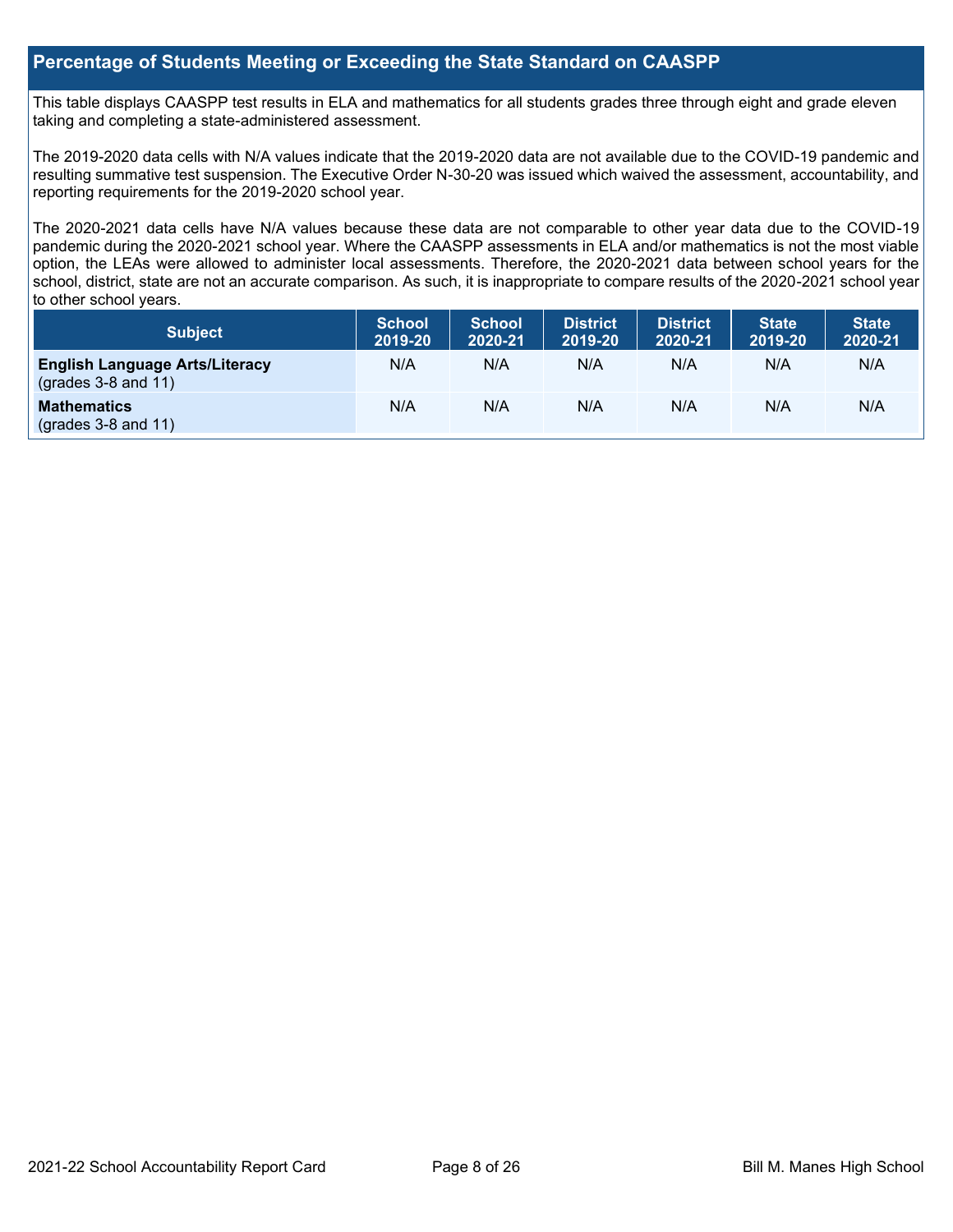## Percentage of Students Meeting or Exceeding the State Standard on CAASPP

This table displays CAASPP test results in ELA and mathematics for all students grades three through eight and grade eleven taking and completing a state-administered assessment.

The 2019-2020 data cells with N/A values indicate that the 2019-2020 data are not available due to the COVID-19 pandemic and resulting summative test suspension. The Executive Order N-30-20 was issued which waived the assessment, accountability, and reporting requirements for the 2019-2020 school year.

The 2020-2021 data cells have N/A values because these data are not comparable to other year data due to the COVID-19 pandemic during the 2020-2021 school year. Where the CAASPP assessments in ELA and/or mathematics is not the most viable option, the LEAs were allowed to administer local assessments. Therefore, the 2020-2021 data between school years for the school, district, state are not an accurate comparison. As such, it is inappropriate to compare results of the 2020-2021 school year to other school years.

| Subject | School 2019-20 | School 2020-21 | District 2019-20 | District 2020-21 | State 2019-20 | State 2020-21 |
|---|---|---|---|---|---|---|
| **English Language Arts/Literacy** (grades 3-8 and 11) | N/A | N/A | N/A | N/A | N/A | N/A |
| **Mathematics** (grades 3-8 and 11) | N/A | N/A | N/A | N/A | N/A | N/A |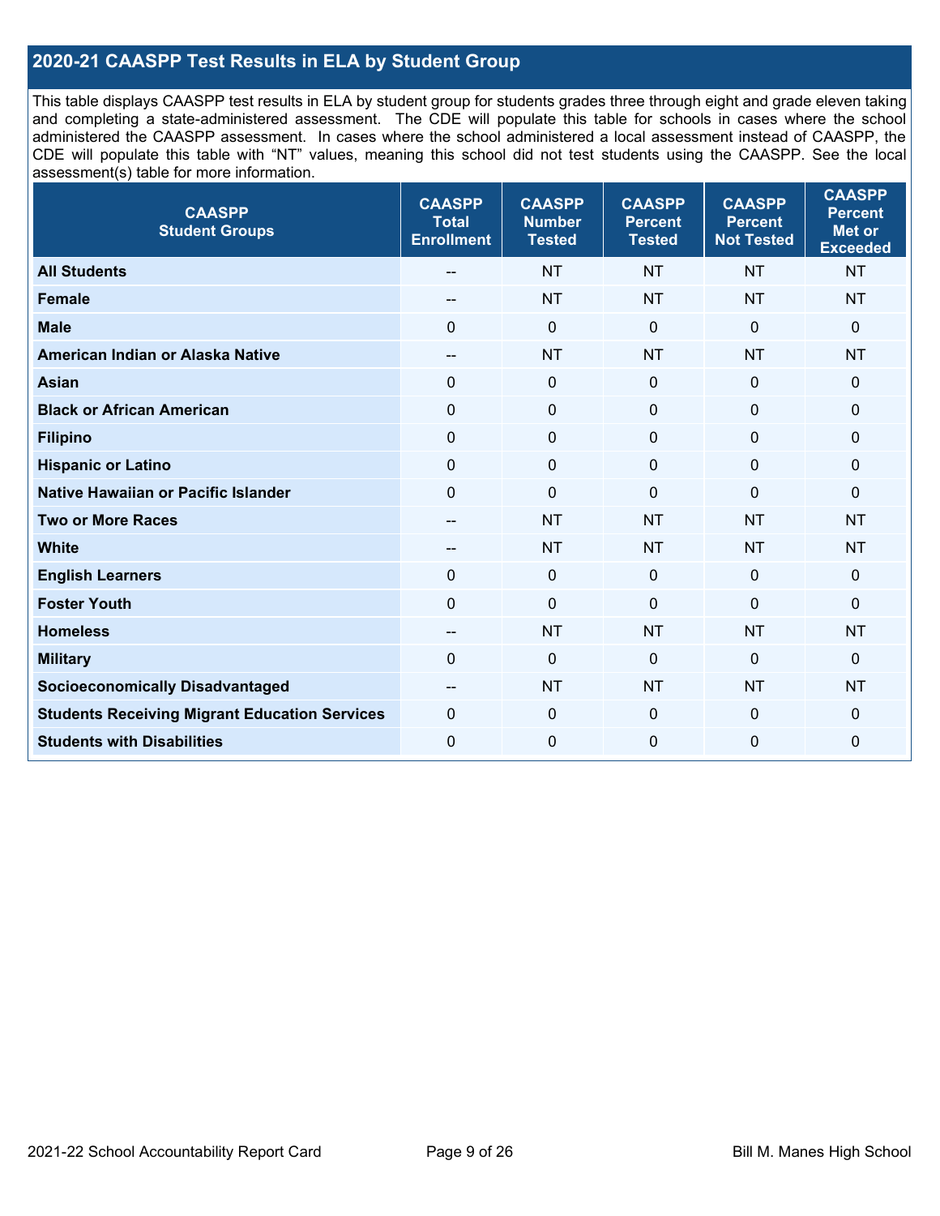## 2020-21 CAASPP Test Results in ELA by Student Group

This table displays CAASPP test results in ELA by student group for students grades three through eight and grade eleven taking and completing a state-administered assessment. The CDE will populate this table for schools in cases where the school administered the CAASPP assessment. In cases where the school administered a local assessment instead of CAASPP, the CDE will populate this table with "NT" values, meaning this school did not test students using the CAASPP. See the local assessment(s) table for more information.

| CAASPP Student Groups | CAASPP Total Enrollment | CAASPP Number Tested | CAASPP Percent Tested | CAASPP Percent Not Tested | CAASPP Percent Met or Exceeded |
|---|---|---|---|---|---|
| **All Students** | -- | NT | NT | NT | NT |
| **Female** | -- | NT | NT | NT | NT |
| **Male** | 0 | 0 | 0 | 0 | 0 |
| **American Indian or Alaska Native** | -- | NT | NT | NT | NT |
| **Asian** | 0 | 0 | 0 | 0 | 0 |
| **Black or African American** | 0 | 0 | 0 | 0 | 0 |
| **Filipino** | 0 | 0 | 0 | 0 | 0 |
| **Hispanic or Latino** | 0 | 0 | 0 | 0 | 0 |
| **Native Hawaiian or Pacific Islander** | 0 | 0 | 0 | 0 | 0 |
| **Two or More Races** | -- | NT | NT | NT | NT |
| **White** | -- | NT | NT | NT | NT |
| **English Learners** | 0 | 0 | 0 | 0 | 0 |
| **Foster Youth** | 0 | 0 | 0 | 0 | 0 |
| **Homeless** | -- | NT | NT | NT | NT |
| **Military** | 0 | 0 | 0 | 0 | 0 |
| **Socioeconomically Disadvantaged** | -- | NT | NT | NT | NT |
| **Students Receiving Migrant Education Services** | 0 | 0 | 0 | 0 | 0 |
| **Students with Disabilities** | 0 | 0 | 0 | 0 | 0 |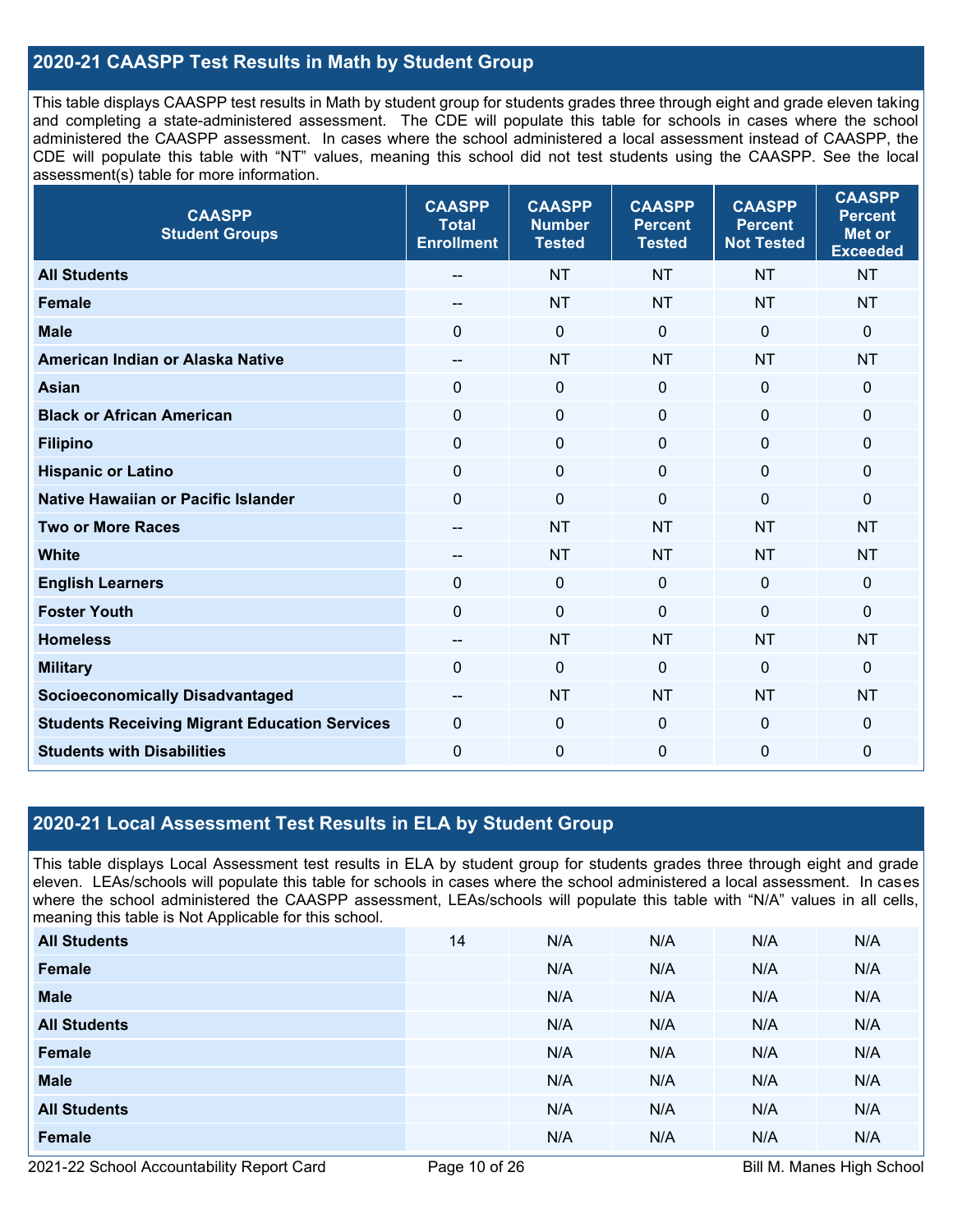## 2020-21 CAASPP Test Results in Math by Student Group

This table displays CAASPP test results in Math by student group for students grades three through eight and grade eleven taking and completing a state-administered assessment. The CDE will populate this table for schools in cases where the school administered the CAASPP assessment. In cases where the school administered a local assessment instead of CAASPP, the CDE will populate this table with "NT" values, meaning this school did not test students using the CAASPP. See the local assessment(s) table for more information.

| CAASPP Student Groups | CAASPP Total Enrollment | CAASPP Number Tested | CAASPP Percent Tested | CAASPP Percent Not Tested | CAASPP Percent Met or Exceeded |
|---|---|---|---|---|---|
| **All Students** | -- | NT | NT | NT | NT |
| **Female** | -- | NT | NT | NT | NT |
| **Male** | 0 | 0 | 0 | 0 | 0 |
| **American Indian or Alaska Native** | -- | NT | NT | NT | NT |
| **Asian** | 0 | 0 | 0 | 0 | 0 |
| **Black or African American** | 0 | 0 | 0 | 0 | 0 |
| **Filipino** | 0 | 0 | 0 | 0 | 0 |
| **Hispanic or Latino** | 0 | 0 | 0 | 0 | 0 |
| **Native Hawaiian or Pacific Islander** | 0 | 0 | 0 | 0 | 0 |
| **Two or More Races** | -- | NT | NT | NT | NT |
| **White** | -- | NT | NT | NT | NT |
| **English Learners** | 0 | 0 | 0 | 0 | 0 |
| **Foster Youth** | 0 | 0 | 0 | 0 | 0 |
| **Homeless** | -- | NT | NT | NT | NT |
| **Military** | 0 | 0 | 0 | 0 | 0 |
| **Socioeconomically Disadvantaged** | -- | NT | NT | NT | NT |
| **Students Receiving Migrant Education Services** | 0 | 0 | 0 | 0 | 0 |
| **Students with Disabilities** | 0 | 0 | 0 | 0 | 0 |

## 2020-21 Local Assessment Test Results in ELA by Student Group

This table displays Local Assessment test results in ELA by student group for students grades three through eight and grade eleven. LEAs/schools will populate this table for schools in cases where the school administered a local assessment. In cases where the school administered the CAASPP assessment, LEAs/schools will populate this table with "N/A" values in all cells, meaning this table is Not Applicable for this school.

| | | | | | |
|---|---|---|---|---|---|
| **All Students** | 14 | N/A | N/A | N/A | N/A |
| **Female** | | N/A | N/A | N/A | N/A |
| **Male** | | N/A | N/A | N/A | N/A |
| **All Students** | | N/A | N/A | N/A | N/A |
| **Female** | | N/A | N/A | N/A | N/A |
| **Male** | | N/A | N/A | N/A | N/A |
| **All Students** | | N/A | N/A | N/A | N/A |
| **Female** | | N/A | N/A | N/A | N/A |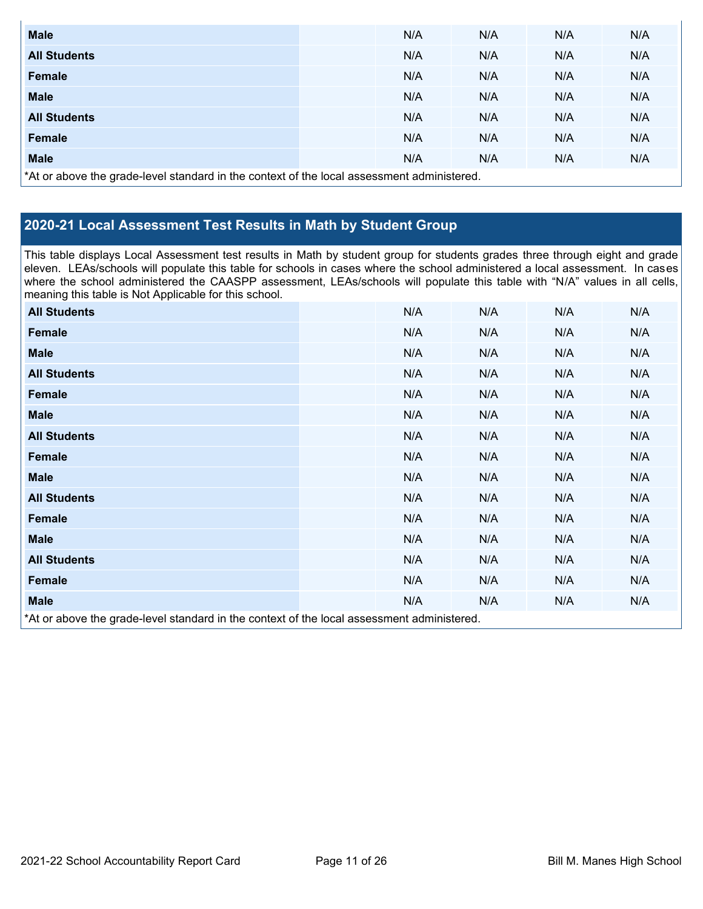| | | | | | |
|---|---|---|---|---|---|
| **Male** | | N/A | N/A | N/A | N/A |
| **All Students** | | N/A | N/A | N/A | N/A |
| **Female** | | N/A | N/A | N/A | N/A |
| **Male** | | N/A | N/A | N/A | N/A |
| **All Students** | | N/A | N/A | N/A | N/A |
| **Female** | | N/A | N/A | N/A | N/A |
| **Male** | | N/A | N/A | N/A | N/A |

*At or above the grade-level standard in the context of the local assessment administered.

## 2020-21 Local Assessment Test Results in Math by Student Group

This table displays Local Assessment test results in Math by student group for students grades three through eight and grade eleven. LEAs/schools will populate this table for schools in cases where the school administered a local assessment. In cases where the school administered the CAASPP assessment, LEAs/schools will populate this table with "N/A" values in all cells, meaning this table is Not Applicable for this school.

| | | | | | |
|---|---|---|---|---|---|
| **All Students** | | N/A | N/A | N/A | N/A |
| **Female** | | N/A | N/A | N/A | N/A |
| **Male** | | N/A | N/A | N/A | N/A |
| **All Students** | | N/A | N/A | N/A | N/A |
| **Female** | | N/A | N/A | N/A | N/A |
| **Male** | | N/A | N/A | N/A | N/A |
| **All Students** | | N/A | N/A | N/A | N/A |
| **Female** | | N/A | N/A | N/A | N/A |
| **Male** | | N/A | N/A | N/A | N/A |
| **All Students** | | N/A | N/A | N/A | N/A |
| **Female** | | N/A | N/A | N/A | N/A |
| **Male** | | N/A | N/A | N/A | N/A |
| **All Students** | | N/A | N/A | N/A | N/A |
| **Female** | | N/A | N/A | N/A | N/A |
| **Male** | | N/A | N/A | N/A | N/A |

*At or above the grade-level standard in the context of the local assessment administered.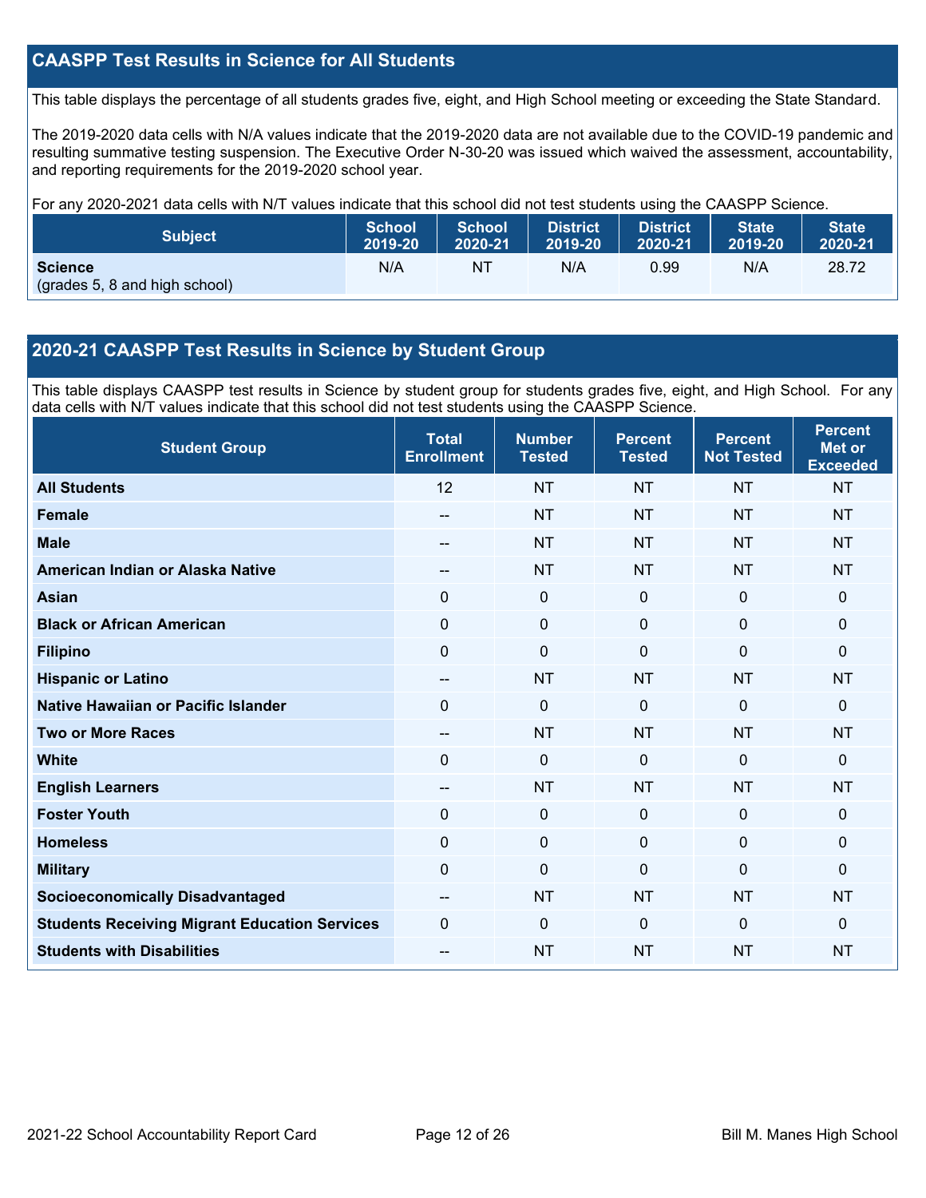## CAASPP Test Results in Science for All Students

This table displays the percentage of all students grades five, eight, and High School meeting or exceeding the State Standard.

The 2019-2020 data cells with N/A values indicate that the 2019-2020 data are not available due to the COVID-19 pandemic and resulting summative testing suspension. The Executive Order N-30-20 was issued which waived the assessment, accountability, and reporting requirements for the 2019-2020 school year.

For any 2020-2021 data cells with N/T values indicate that this school did not test students using the CAASPP Science.

| Subject | School 2019-20 | School 2020-21 | District 2019-20 | District 2020-21 | State 2019-20 | State 2020-21 |
|---|---|---|---|---|---|---|
| **Science** (grades 5, 8 and high school) | N/A | NT | N/A | 0.99 | N/A | 28.72 |

## 2020-21 CAASPP Test Results in Science by Student Group

This table displays CAASPP test results in Science by student group for students grades five, eight, and High School. For any data cells with N/T values indicate that this school did not test students using the CAASPP Science.

| Student Group | Total Enrollment | Number Tested | Percent Tested | Percent Not Tested | Percent Met or Exceeded |
|---|---|---|---|---|---|
| **All Students** | 12 | NT | NT | NT | NT |
| **Female** | -- | NT | NT | NT | NT |
| **Male** | -- | NT | NT | NT | NT |
| **American Indian or Alaska Native** | -- | NT | NT | NT | NT |
| **Asian** | 0 | 0 | 0 | 0 | 0 |
| **Black or African American** | 0 | 0 | 0 | 0 | 0 |
| **Filipino** | 0 | 0 | 0 | 0 | 0 |
| **Hispanic or Latino** | -- | NT | NT | NT | NT |
| **Native Hawaiian or Pacific Islander** | 0 | 0 | 0 | 0 | 0 |
| **Two or More Races** | -- | NT | NT | NT | NT |
| **White** | 0 | 0 | 0 | 0 | 0 |
| **English Learners** | -- | NT | NT | NT | NT |
| **Foster Youth** | 0 | 0 | 0 | 0 | 0 |
| **Homeless** | 0 | 0 | 0 | 0 | 0 |
| **Military** | 0 | 0 | 0 | 0 | 0 |
| **Socioeconomically Disadvantaged** | -- | NT | NT | NT | NT |
| **Students Receiving Migrant Education Services** | 0 | 0 | 0 | 0 | 0 |
| **Students with Disabilities** | -- | NT | NT | NT | NT |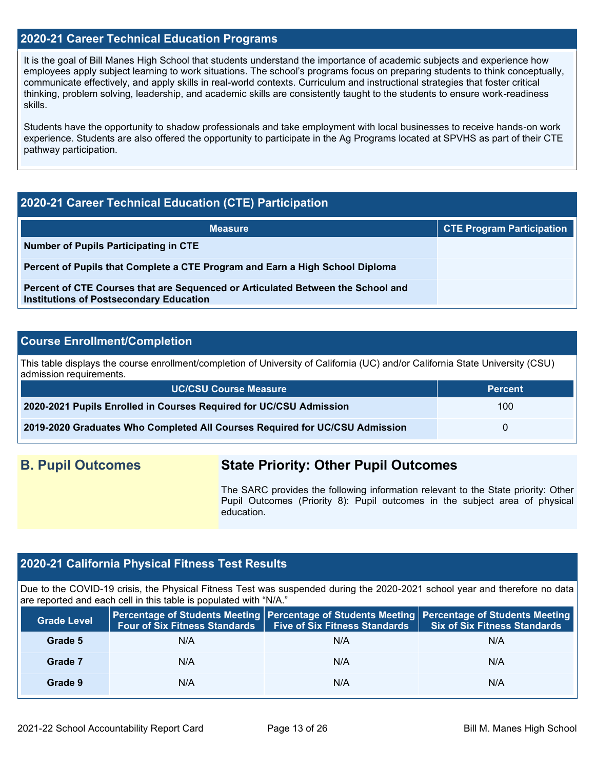## 2020-21 Career Technical Education Programs

It is the goal of Bill Manes High School that students understand the importance of academic subjects and experience how employees apply subject learning to work situations. The school's programs focus on preparing students to think conceptually, communicate effectively, and apply skills in real-world contexts. Curriculum and instructional strategies that foster critical thinking, problem solving, leadership, and academic skills are consistently taught to the students to ensure work-readiness skills.

Students have the opportunity to shadow professionals and take employment with local businesses to receive hands-on work experience. Students are also offered the opportunity to participate in the Ag Programs located at SPVHS as part of their CTE pathway participation.

## 2020-21 Career Technical Education (CTE) Participation

| Measure | CTE Program Participation |
| --- | --- |
| **Number of Pupils Participating in CTE** | |
| **Percent of Pupils that Complete a CTE Program and Earn a High School Diploma** | |
| **Percent of CTE Courses that are Sequenced or Articulated Between the School and Institutions of Postsecondary Education** | |

## Course Enrollment/Completion

This table displays the course enrollment/completion of University of California (UC) and/or California State University (CSU) admission requirements.

| UC/CSU Course Measure | Percent |
| --- | --- |
| **2020-2021 Pupils Enrolled in Courses Required for UC/CSU Admission** | 100 |
| **2019-2020 Graduates Who Completed All Courses Required for UC/CSU Admission** | 0 |

## B. Pupil Outcomes

## State Priority: Other Pupil Outcomes

The SARC provides the following information relevant to the State priority: Other Pupil Outcomes (Priority 8): Pupil outcomes in the subject area of physical education.

## 2020-21 California Physical Fitness Test Results

Due to the COVID-19 crisis, the Physical Fitness Test was suspended during the 2020-2021 school year and therefore no data are reported and each cell in this table is populated with "N/A."

| Grade Level | Percentage of Students Meeting Four of Six Fitness Standards | Percentage of Students Meeting Five of Six Fitness Standards | Percentage of Students Meeting Six of Six Fitness Standards |
| --- | --- | --- | --- |
| **Grade 5** | N/A | N/A | N/A |
| **Grade 7** | N/A | N/A | N/A |
| **Grade 9** | N/A | N/A | N/A |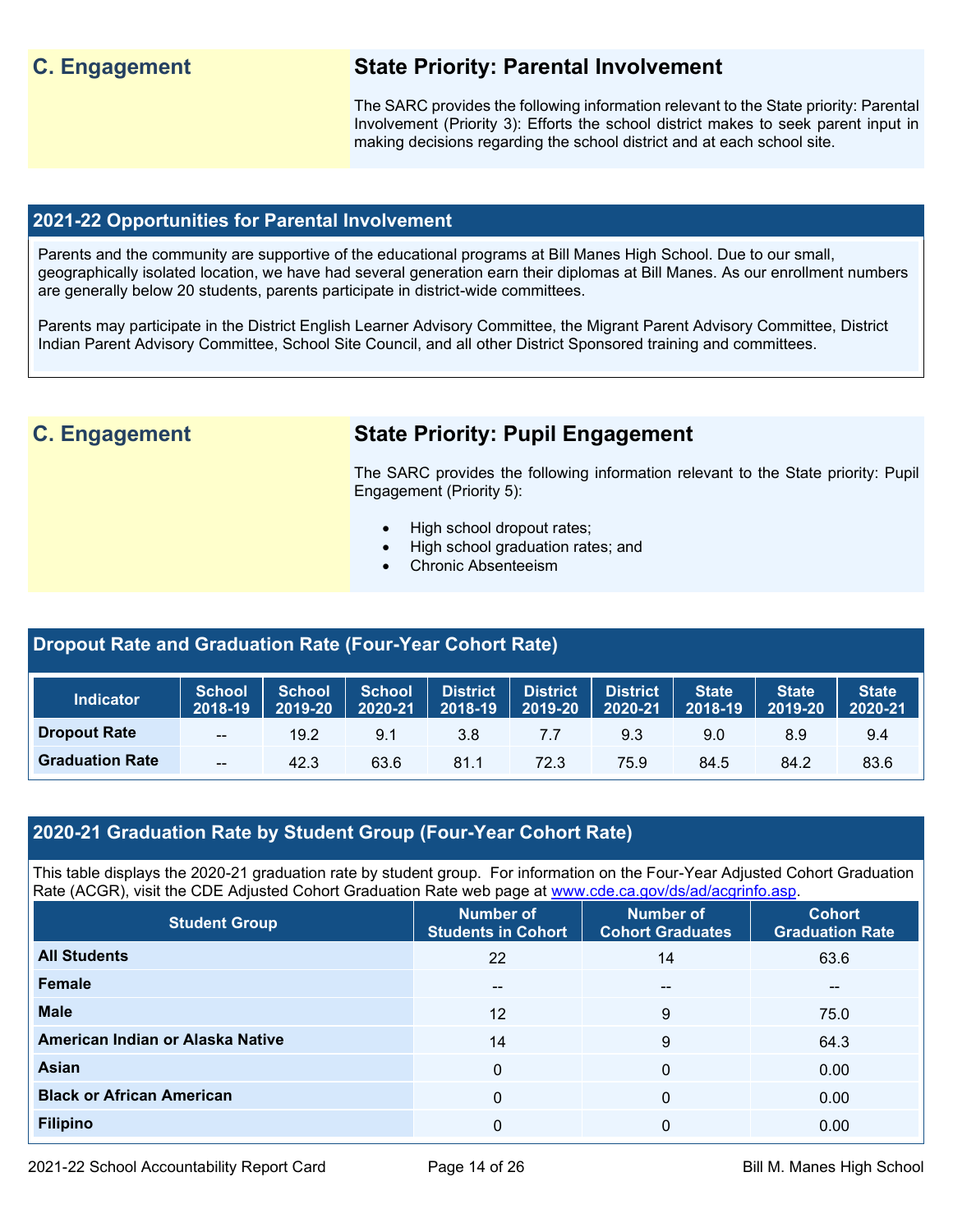## C. Engagement

### State Priority: Parental Involvement

The SARC provides the following information relevant to the State priority: Parental Involvement (Priority 3): Efforts the school district makes to seek parent input in making decisions regarding the school district and at each school site.

### 2021-22 Opportunities for Parental Involvement

Parents and the community are supportive of the educational programs at Bill Manes High School. Due to our small, geographically isolated location, we have had several generation earn their diplomas at Bill Manes. As our enrollment numbers are generally below 20 students, parents participate in district-wide committees.

Parents may participate in the District English Learner Advisory Committee, the Migrant Parent Advisory Committee, District Indian Parent Advisory Committee, School Site Council, and all other District Sponsored training and committees.

## C. Engagement

### State Priority: Pupil Engagement

The SARC provides the following information relevant to the State priority: Pupil Engagement (Priority 5):

- High school dropout rates;
- High school graduation rates; and
- Chronic Absenteeism

### Dropout Rate and Graduation Rate (Four-Year Cohort Rate)

| Indicator | School 2018-19 | School 2019-20 | School 2020-21 | District 2018-19 | District 2019-20 | District 2020-21 | State 2018-19 | State 2019-20 | State 2020-21 |
|---|---|---|---|---|---|---|---|---|---|
| Dropout Rate | -- | 19.2 | 9.1 | 3.8 | 7.7 | 9.3 | 9.0 | 8.9 | 9.4 |
| Graduation Rate | -- | 42.3 | 63.6 | 81.1 | 72.3 | 75.9 | 84.5 | 84.2 | 83.6 |

### 2020-21 Graduation Rate by Student Group (Four-Year Cohort Rate)

This table displays the 2020-21 graduation rate by student group. For information on the Four-Year Adjusted Cohort Graduation Rate (ACGR), visit the CDE Adjusted Cohort Graduation Rate web page at www.cde.ca.gov/ds/ad/acgrinfo.asp.

| Student Group | Number of Students in Cohort | Number of Cohort Graduates | Cohort Graduation Rate |
|---|---|---|---|
| All Students | 22 | 14 | 63.6 |
| Female | -- | -- | -- |
| Male | 12 | 9 | 75.0 |
| American Indian or Alaska Native | 14 | 9 | 64.3 |
| Asian | 0 | 0 | 0.00 |
| Black or African American | 0 | 0 | 0.00 |
| Filipino | 0 | 0 | 0.00 |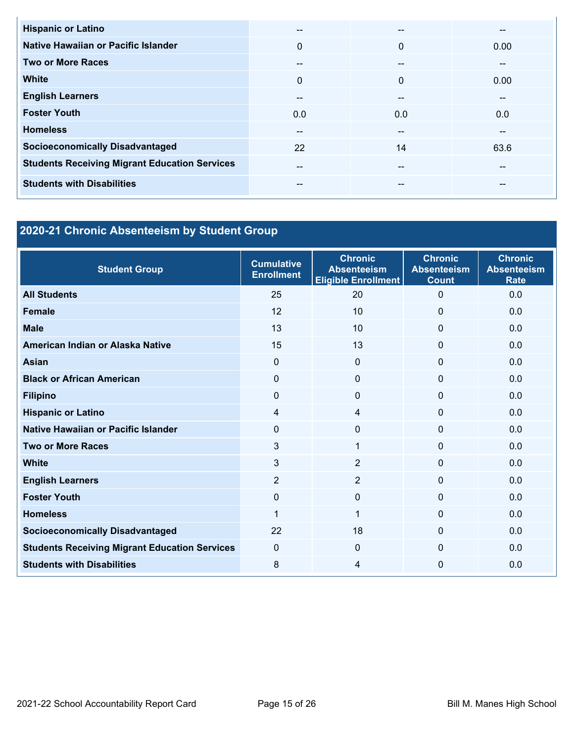| | | | |
|---|---|---|---|
| **Hispanic or Latino** | -- | -- | -- |
| **Native Hawaiian or Pacific Islander** | 0 | 0 | 0.00 |
| **Two or More Races** | -- | -- | -- |
| **White** | 0 | 0 | 0.00 |
| **English Learners** | -- | -- | -- |
| **Foster Youth** | 0.0 | 0.0 | 0.0 |
| **Homeless** | -- | -- | -- |
| **Socioeconomically Disadvantaged** | 22 | 14 | 63.6 |
| **Students Receiving Migrant Education Services** | -- | -- | -- |
| **Students with Disabilities** | -- | -- | -- |

## 2020-21 Chronic Absenteeism by Student Group

| Student Group | Cumulative Enrollment | Chronic Absenteeism Eligible Enrollment | Chronic Absenteeism Count | Chronic Absenteeism Rate |
|---|---|---|---|---|
| **All Students** | 25 | 20 | 0 | 0.0 |
| **Female** | 12 | 10 | 0 | 0.0 |
| **Male** | 13 | 10 | 0 | 0.0 |
| **American Indian or Alaska Native** | 15 | 13 | 0 | 0.0 |
| **Asian** | 0 | 0 | 0 | 0.0 |
| **Black or African American** | 0 | 0 | 0 | 0.0 |
| **Filipino** | 0 | 0 | 0 | 0.0 |
| **Hispanic or Latino** | 4 | 4 | 0 | 0.0 |
| **Native Hawaiian or Pacific Islander** | 0 | 0 | 0 | 0.0 |
| **Two or More Races** | 3 | 1 | 0 | 0.0 |
| **White** | 3 | 2 | 0 | 0.0 |
| **English Learners** | 2 | 2 | 0 | 0.0 |
| **Foster Youth** | 0 | 0 | 0 | 0.0 |
| **Homeless** | 1 | 1 | 0 | 0.0 |
| **Socioeconomically Disadvantaged** | 22 | 18 | 0 | 0.0 |
| **Students Receiving Migrant Education Services** | 0 | 0 | 0 | 0.0 |
| **Students with Disabilities** | 8 | 4 | 0 | 0.0 |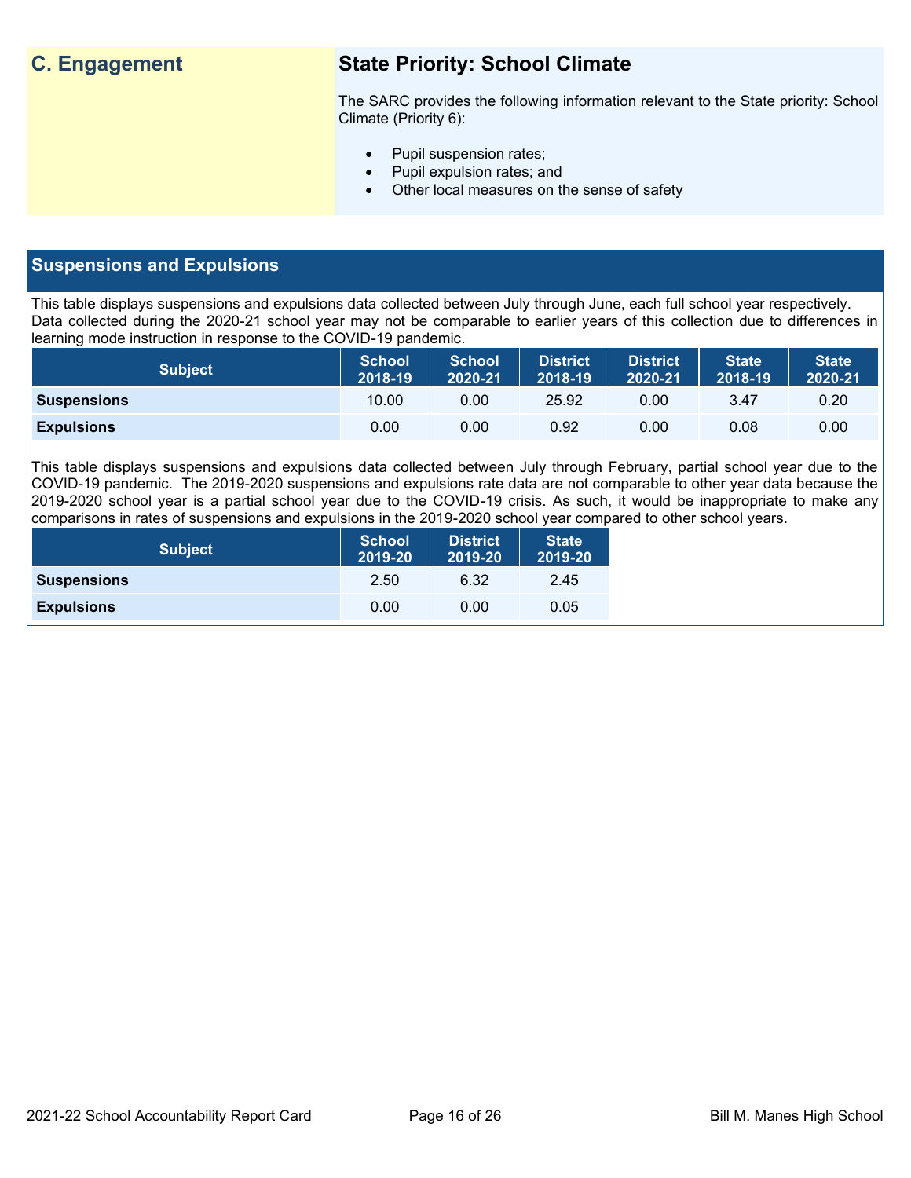## C. Engagement

### State Priority: School Climate

The SARC provides the following information relevant to the State priority: School Climate (Priority 6):

- Pupil suspension rates;
- Pupil expulsion rates; and
- Other local measures on the sense of safety

## Suspensions and Expulsions

This table displays suspensions and expulsions data collected between July through June, each full school year respectively. Data collected during the 2020-21 school year may not be comparable to earlier years of this collection due to differences in learning mode instruction in response to the COVID-19 pandemic.

| Subject | School 2018-19 | School 2020-21 | District 2018-19 | District 2020-21 | State 2018-19 | State 2020-21 |
|---|---|---|---|---|---|---|
| **Suspensions** | 10.00 | 0.00 | 25.92 | 0.00 | 3.47 | 0.20 |
| **Expulsions** | 0.00 | 0.00 | 0.92 | 0.00 | 0.08 | 0.00 |

This table displays suspensions and expulsions data collected between July through February, partial school year due to the COVID-19 pandemic. The 2019-2020 suspensions and expulsions rate data are not comparable to other year data because the 2019-2020 school year is a partial school year due to the COVID-19 crisis. As such, it would be inappropriate to make any comparisons in rates of suspensions and expulsions in the 2019-2020 school year compared to other school years.

| Subject | School 2019-20 | District 2019-20 | State 2019-20 |
|---|---|---|---|
| **Suspensions** | 2.50 | 6.32 | 2.45 |
| **Expulsions** | 0.00 | 0.00 | 0.05 |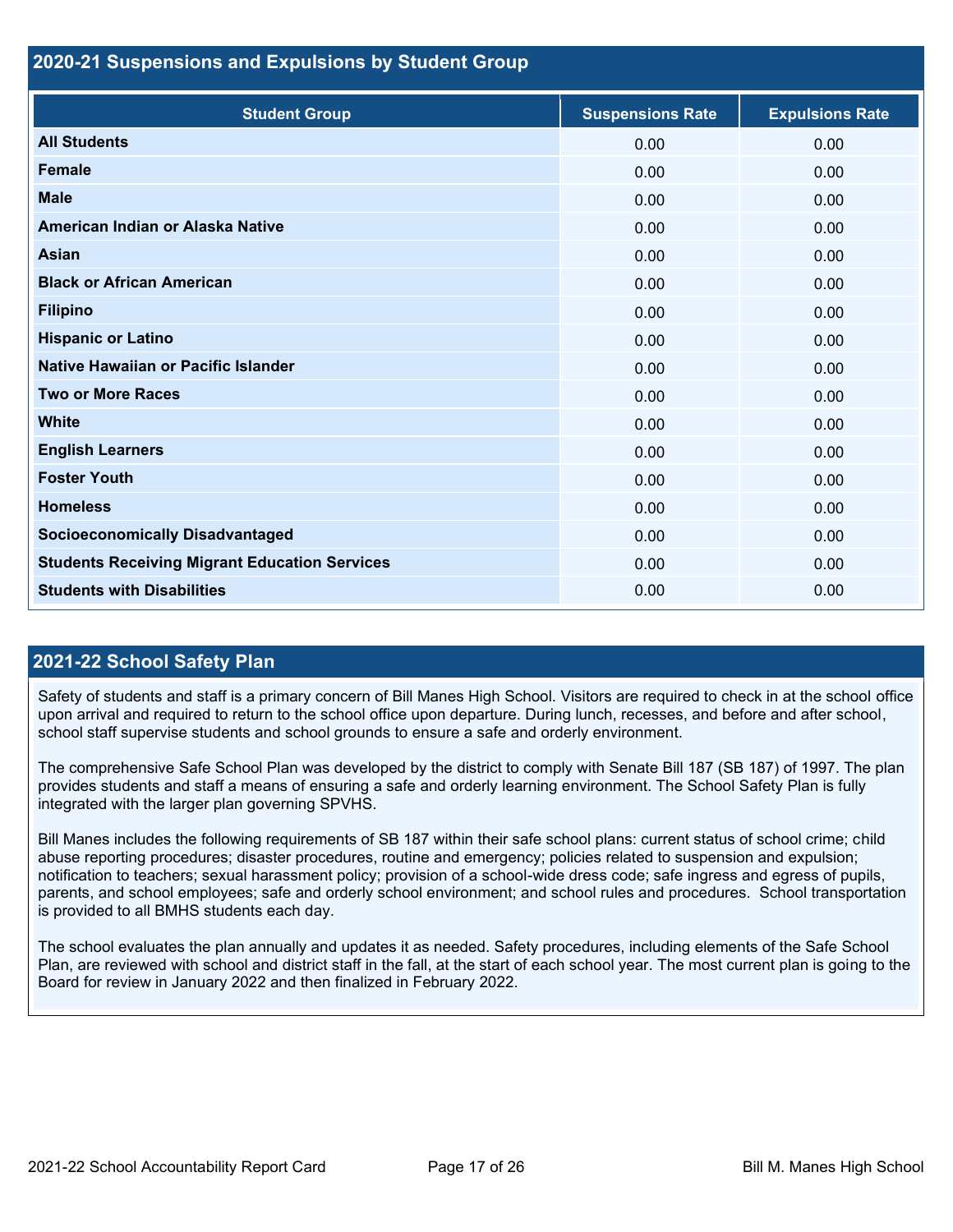## 2020-21 Suspensions and Expulsions by Student Group

| Student Group | Suspensions Rate | Expulsions Rate |
|---|---|---|
| **All Students** | 0.00 | 0.00 |
| **Female** | 0.00 | 0.00 |
| **Male** | 0.00 | 0.00 |
| **American Indian or Alaska Native** | 0.00 | 0.00 |
| **Asian** | 0.00 | 0.00 |
| **Black or African American** | 0.00 | 0.00 |
| **Filipino** | 0.00 | 0.00 |
| **Hispanic or Latino** | 0.00 | 0.00 |
| **Native Hawaiian or Pacific Islander** | 0.00 | 0.00 |
| **Two or More Races** | 0.00 | 0.00 |
| **White** | 0.00 | 0.00 |
| **English Learners** | 0.00 | 0.00 |
| **Foster Youth** | 0.00 | 0.00 |
| **Homeless** | 0.00 | 0.00 |
| **Socioeconomically Disadvantaged** | 0.00 | 0.00 |
| **Students Receiving Migrant Education Services** | 0.00 | 0.00 |
| **Students with Disabilities** | 0.00 | 0.00 |

## 2021-22 School Safety Plan

Safety of students and staff is a primary concern of Bill Manes High School. Visitors are required to check in at the school office upon arrival and required to return to the school office upon departure. During lunch, recesses, and before and after school, school staff supervise students and school grounds to ensure a safe and orderly environment.

The comprehensive Safe School Plan was developed by the district to comply with Senate Bill 187 (SB 187) of 1997. The plan provides students and staff a means of ensuring a safe and orderly learning environment. The School Safety Plan is fully integrated with the larger plan governing SPVHS.

Bill Manes includes the following requirements of SB 187 within their safe school plans: current status of school crime; child abuse reporting procedures; disaster procedures, routine and emergency; policies related to suspension and expulsion; notification to teachers; sexual harassment policy; provision of a school-wide dress code; safe ingress and egress of pupils, parents, and school employees; safe and orderly school environment; and school rules and procedures. School transportation is provided to all BMHS students each day.

The school evaluates the plan annually and updates it as needed. Safety procedures, including elements of the Safe School Plan, are reviewed with school and district staff in the fall, at the start of each school year. The most current plan is going to the Board for review in January 2022 and then finalized in February 2022.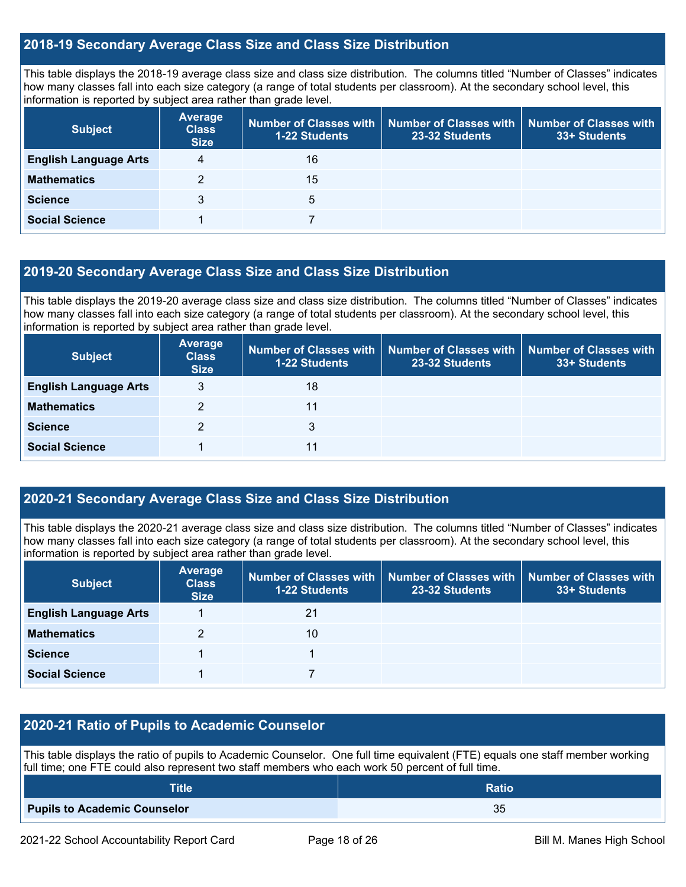## 2018-19 Secondary Average Class Size and Class Size Distribution

This table displays the 2018-19 average class size and class size distribution. The columns titled "Number of Classes" indicates how many classes fall into each size category (a range of total students per classroom). At the secondary school level, this information is reported by subject area rather than grade level.

| Subject | Average Class Size | Number of Classes with 1-22 Students | Number of Classes with 23-32 Students | Number of Classes with 33+ Students |
|---|---|---|---|---|
| **English Language Arts** | 4 | 16 | | |
| **Mathematics** | 2 | 15 | | |
| **Science** | 3 | 5 | | |
| **Social Science** | 1 | 7 | | |

## 2019-20 Secondary Average Class Size and Class Size Distribution

This table displays the 2019-20 average class size and class size distribution. The columns titled "Number of Classes" indicates how many classes fall into each size category (a range of total students per classroom). At the secondary school level, this information is reported by subject area rather than grade level.

| Subject | Average Class Size | Number of Classes with 1-22 Students | Number of Classes with 23-32 Students | Number of Classes with 33+ Students |
|---|---|---|---|---|
| **English Language Arts** | 3 | 18 | | |
| **Mathematics** | 2 | 11 | | |
| **Science** | 2 | 3 | | |
| **Social Science** | 1 | 11 | | |

## 2020-21 Secondary Average Class Size and Class Size Distribution

This table displays the 2020-21 average class size and class size distribution. The columns titled "Number of Classes" indicates how many classes fall into each size category (a range of total students per classroom). At the secondary school level, this information is reported by subject area rather than grade level.

| Subject | Average Class Size | Number of Classes with 1-22 Students | Number of Classes with 23-32 Students | Number of Classes with 33+ Students |
|---|---|---|---|---|
| **English Language Arts** | 1 | 21 | | |
| **Mathematics** | 2 | 10 | | |
| **Science** | 1 | 1 | | |
| **Social Science** | 1 | 7 | | |

## 2020-21 Ratio of Pupils to Academic Counselor

This table displays the ratio of pupils to Academic Counselor. One full time equivalent (FTE) equals one staff member working full time; one FTE could also represent two staff members who each work 50 percent of full time.

| Title | Ratio |
|---|---|
| **Pupils to Academic Counselor** | 35 |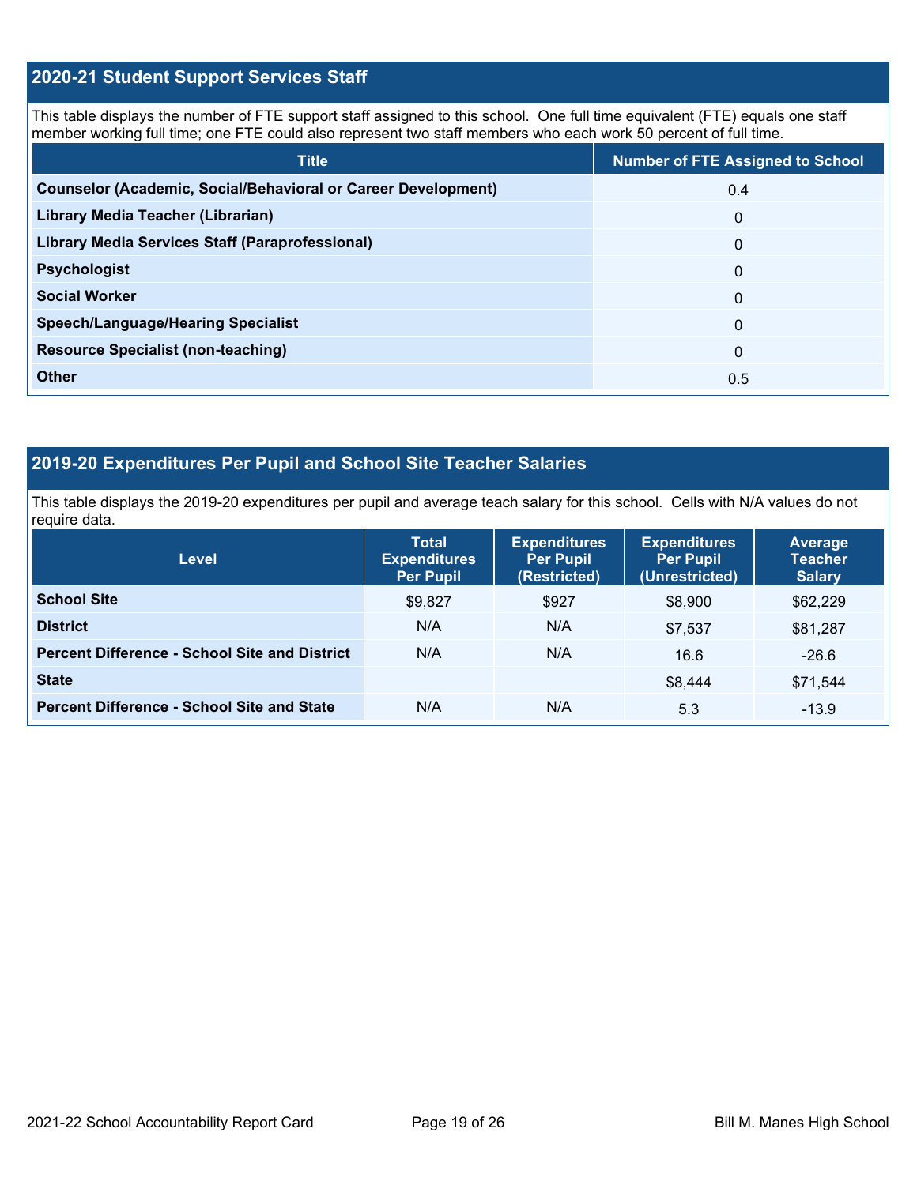## 2020-21 Student Support Services Staff

This table displays the number of FTE support staff assigned to this school. One full time equivalent (FTE) equals one staff member working full time; one FTE could also represent two staff members who each work 50 percent of full time.

| Title | Number of FTE Assigned to School |
|---|---|
| **Counselor (Academic, Social/Behavioral or Career Development)** | 0.4 |
| **Library Media Teacher (Librarian)** | 0 |
| **Library Media Services Staff (Paraprofessional)** | 0 |
| **Psychologist** | 0 |
| **Social Worker** | 0 |
| **Speech/Language/Hearing Specialist** | 0 |
| **Resource Specialist (non-teaching)** | 0 |
| **Other** | 0.5 |

## 2019-20 Expenditures Per Pupil and School Site Teacher Salaries

This table displays the 2019-20 expenditures per pupil and average teach salary for this school. Cells with N/A values do not require data.

| Level | Total Expenditures Per Pupil | Expenditures Per Pupil (Restricted) | Expenditures Per Pupil (Unrestricted) | Average Teacher Salary |
|---|---|---|---|---|
| **School Site** | $9,827 | $927 | $8,900 | $62,229 |
| **District** | N/A | N/A | $7,537 | $81,287 |
| **Percent Difference - School Site and District** | N/A | N/A | 16.6 | -26.6 |
| **State** | | | $8,444 | $71,544 |
| **Percent Difference - School Site and State** | N/A | N/A | 5.3 | -13.9 |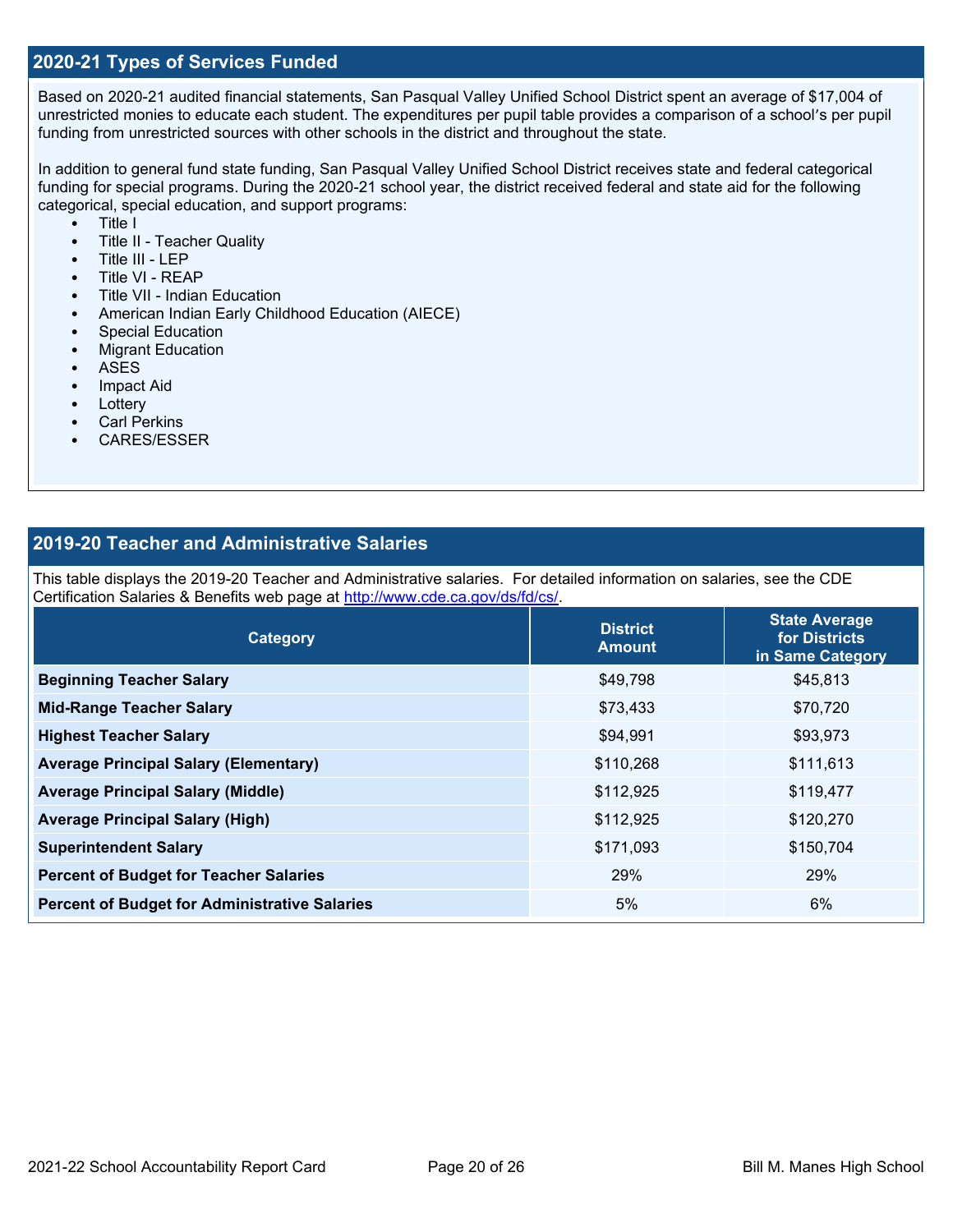## 2020-21 Types of Services Funded

Based on 2020-21 audited financial statements, San Pasqual Valley Unified School District spent an average of $17,004 of unrestricted monies to educate each student. The expenditures per pupil table provides a comparison of a school's per pupil funding from unrestricted sources with other schools in the district and throughout the state.

In addition to general fund state funding, San Pasqual Valley Unified School District receives state and federal categorical funding for special programs. During the 2020-21 school year, the district received federal and state aid for the following categorical, special education, and support programs:

- Title I
- Title II - Teacher Quality
- Title III - LEP
- Title VI - REAP
- Title VII - Indian Education
- American Indian Early Childhood Education (AIECE)
- Special Education
- Migrant Education
- ASES
- Impact Aid
- Lottery
- Carl Perkins
- CARES/ESSER

## 2019-20 Teacher and Administrative Salaries

This table displays the 2019-20 Teacher and Administrative salaries. For detailed information on salaries, see the CDE Certification Salaries & Benefits web page at http://www.cde.ca.gov/ds/fd/cs/.

| Category | District Amount | State Average for Districts in Same Category |
|---|---|---|
| **Beginning Teacher Salary** | $49,798 | $45,813 |
| **Mid-Range Teacher Salary** | $73,433 | $70,720 |
| **Highest Teacher Salary** | $94,991 | $93,973 |
| **Average Principal Salary (Elementary)** | $110,268 | $111,613 |
| **Average Principal Salary (Middle)** | $112,925 | $119,477 |
| **Average Principal Salary (High)** | $112,925 | $120,270 |
| **Superintendent Salary** | $171,093 | $150,704 |
| **Percent of Budget for Teacher Salaries** | 29% | 29% |
| **Percent of Budget for Administrative Salaries** | 5% | 6% |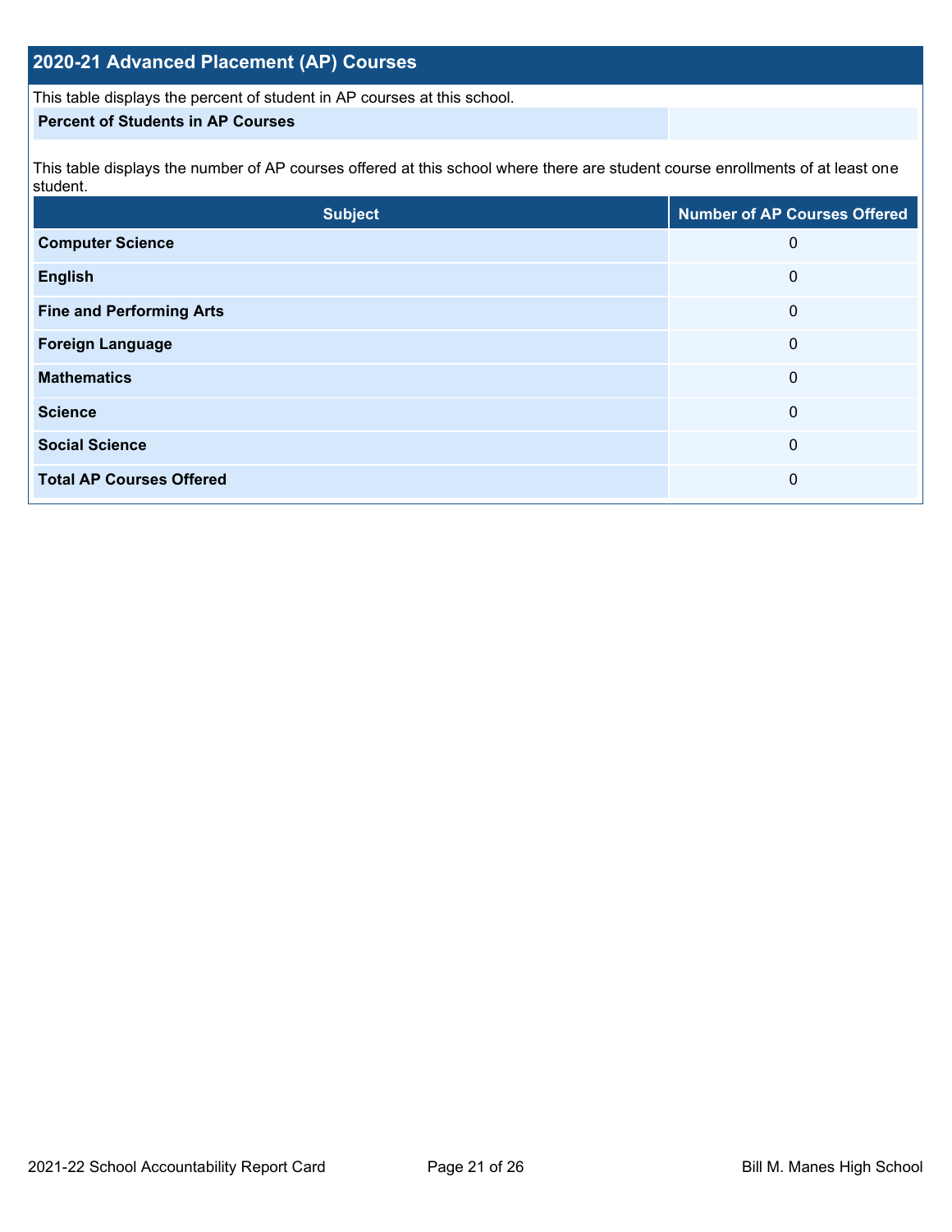## 2020-21 Advanced Placement (AP) Courses

This table displays the percent of student in AP courses at this school.

| Percent of Students in AP Courses | |
| --- | --- |

This table displays the number of AP courses offered at this school where there are student course enrollments of at least one student.

| Subject | Number of AP Courses Offered |
| --- | --- |
| **Computer Science** | 0 |
| **English** | 0 |
| **Fine and Performing Arts** | 0 |
| **Foreign Language** | 0 |
| **Mathematics** | 0 |
| **Science** | 0 |
| **Social Science** | 0 |
| **Total AP Courses Offered** | 0 |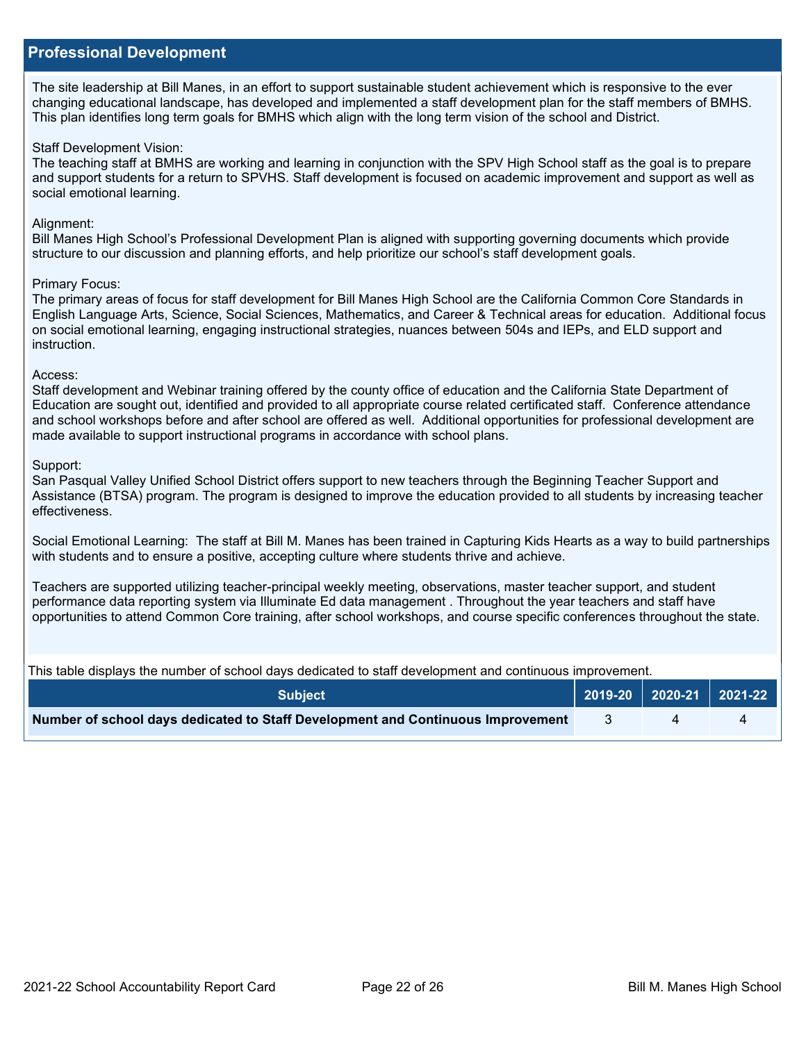## Professional Development

The site leadership at Bill Manes, in an effort to support sustainable student achievement which is responsive to the ever changing educational landscape, has developed and implemented a staff development plan for the staff members of BMHS. This plan identifies long term goals for BMHS which align with the long term vision of the school and District.

Staff Development Vision:
The teaching staff at BMHS are working and learning in conjunction with the SPV High School staff as the goal is to prepare and support students for a return to SPVHS. Staff development is focused on academic improvement and support as well as social emotional learning.

Alignment:
Bill Manes High School's Professional Development Plan is aligned with supporting governing documents which provide structure to our discussion and planning efforts, and help prioritize our school's staff development goals.

Primary Focus:
The primary areas of focus for staff development for Bill Manes High School are the California Common Core Standards in English Language Arts, Science, Social Sciences, Mathematics, and Career & Technical areas for education. Additional focus on social emotional learning, engaging instructional strategies, nuances between 504s and IEPs, and ELD support and instruction.

Access:
Staff development and Webinar training offered by the county office of education and the California State Department of Education are sought out, identified and provided to all appropriate course related certificated staff. Conference attendance and school workshops before and after school are offered as well. Additional opportunities for professional development are made available to support instructional programs in accordance with school plans.

Support:
San Pasqual Valley Unified School District offers support to new teachers through the Beginning Teacher Support and Assistance (BTSA) program. The program is designed to improve the education provided to all students by increasing teacher effectiveness.

Social Emotional Learning: The staff at Bill M. Manes has been trained in Capturing Kids Hearts as a way to build partnerships with students and to ensure a positive, accepting culture where students thrive and achieve.

Teachers are supported utilizing teacher-principal weekly meeting, observations, master teacher support, and student performance data reporting system via Illuminate Ed data management . Throughout the year teachers and staff have opportunities to attend Common Core training, after school workshops, and course specific conferences throughout the state.

This table displays the number of school days dedicated to staff development and continuous improvement.

| Subject | 2019-20 | 2020-21 | 2021-22 |
|---|---|---|---|
| **Number of school days dedicated to Staff Development and Continuous Improvement** | 3 | 4 | 4 |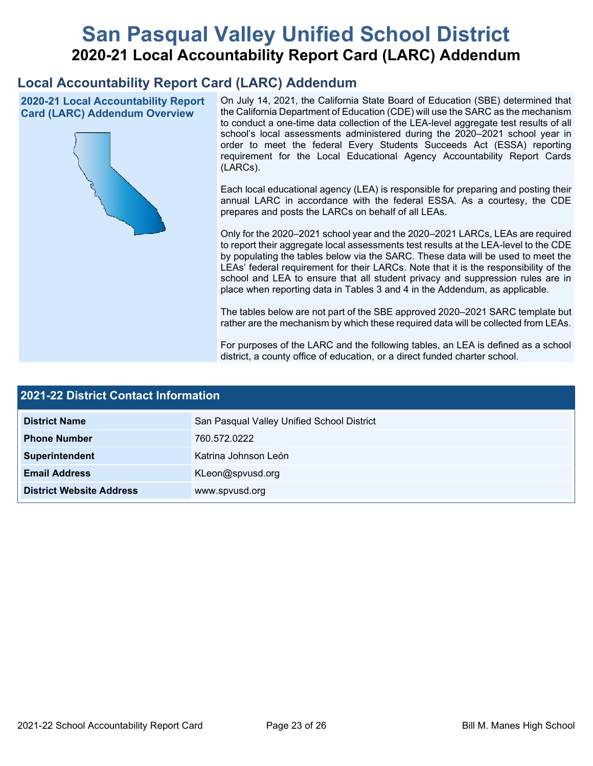# San Pasqual Valley Unified School District

## 2020-21 Local Accountability Report Card (LARC) Addendum

## Local Accountability Report Card (LARC) Addendum

### 2020-21 Local Accountability Report Card (LARC) Addendum Overview

On July 14, 2021, the California State Board of Education (SBE) determined that the California Department of Education (CDE) will use the SARC as the mechanism to conduct a one-time data collection of the LEA-level aggregate test results of all school's local assessments administered during the 2020–2021 school year in order to meet the federal Every Students Succeeds Act (ESSA) reporting requirement for the Local Educational Agency Accountability Report Cards (LARCs).

Each local educational agency (LEA) is responsible for preparing and posting their annual LARC in accordance with the federal ESSA. As a courtesy, the CDE prepares and posts the LARCs on behalf of all LEAs.

Only for the 2020–2021 school year and the 2020–2021 LARCs, LEAs are required to report their aggregate local assessments test results at the LEA-level to the CDE by populating the tables below via the SARC. These data will be used to meet the LEAs' federal requirement for their LARCs. Note that it is the responsibility of the school and LEA to ensure that all student privacy and suppression rules are in place when reporting data in Tables 3 and 4 in the Addendum, as applicable.

The tables below are not part of the SBE approved 2020–2021 SARC template but rather are the mechanism by which these required data will be collected from LEAs.

For purposes of the LARC and the following tables, an LEA is defined as a school district, a county office of education, or a direct funded charter school.

### 2021-22 District Contact Information

| 2021-22 District Contact Information | |
|---|---|
| **District Name** | San Pasqual Valley Unified School District |
| **Phone Number** | 760.572.0222 |
| **Superintendent** | Katrina Johnson León |
| **Email Address** | KLeon@spvusd.org |
| **District Website Address** | www.spvusd.org |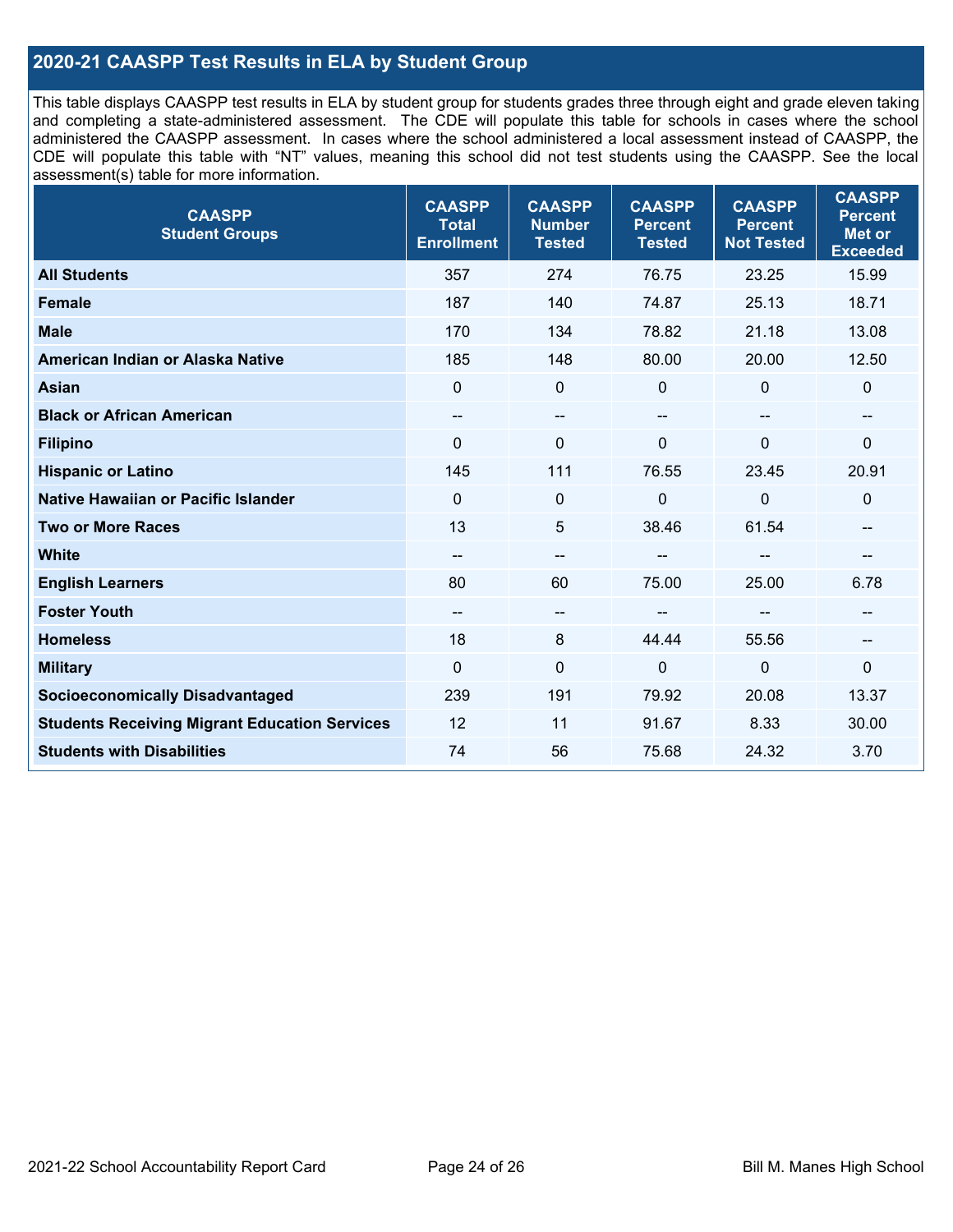## 2020-21 CAASPP Test Results in ELA by Student Group

This table displays CAASPP test results in ELA by student group for students grades three through eight and grade eleven taking and completing a state-administered assessment. The CDE will populate this table for schools in cases where the school administered the CAASPP assessment. In cases where the school administered a local assessment instead of CAASPP, the CDE will populate this table with "NT" values, meaning this school did not test students using the CAASPP. See the local assessment(s) table for more information.

| CAASPP Student Groups | CAASPP Total Enrollment | CAASPP Number Tested | CAASPP Percent Tested | CAASPP Percent Not Tested | CAASPP Percent Met or Exceeded |
|---|---|---|---|---|---|
| **All Students** | 357 | 274 | 76.75 | 23.25 | 15.99 |
| **Female** | 187 | 140 | 74.87 | 25.13 | 18.71 |
| **Male** | 170 | 134 | 78.82 | 21.18 | 13.08 |
| **American Indian or Alaska Native** | 185 | 148 | 80.00 | 20.00 | 12.50 |
| **Asian** | 0 | 0 | 0 | 0 | 0 |
| **Black or African American** | -- | -- | -- | -- | -- |
| **Filipino** | 0 | 0 | 0 | 0 | 0 |
| **Hispanic or Latino** | 145 | 111 | 76.55 | 23.45 | 20.91 |
| **Native Hawaiian or Pacific Islander** | 0 | 0 | 0 | 0 | 0 |
| **Two or More Races** | 13 | 5 | 38.46 | 61.54 | -- |
| **White** | -- | -- | -- | -- | -- |
| **English Learners** | 80 | 60 | 75.00 | 25.00 | 6.78 |
| **Foster Youth** | -- | -- | -- | -- | -- |
| **Homeless** | 18 | 8 | 44.44 | 55.56 | -- |
| **Military** | 0 | 0 | 0 | 0 | 0 |
| **Socioeconomically Disadvantaged** | 239 | 191 | 79.92 | 20.08 | 13.37 |
| **Students Receiving Migrant Education Services** | 12 | 11 | 91.67 | 8.33 | 30.00 |
| **Students with Disabilities** | 74 | 56 | 75.68 | 24.32 | 3.70 |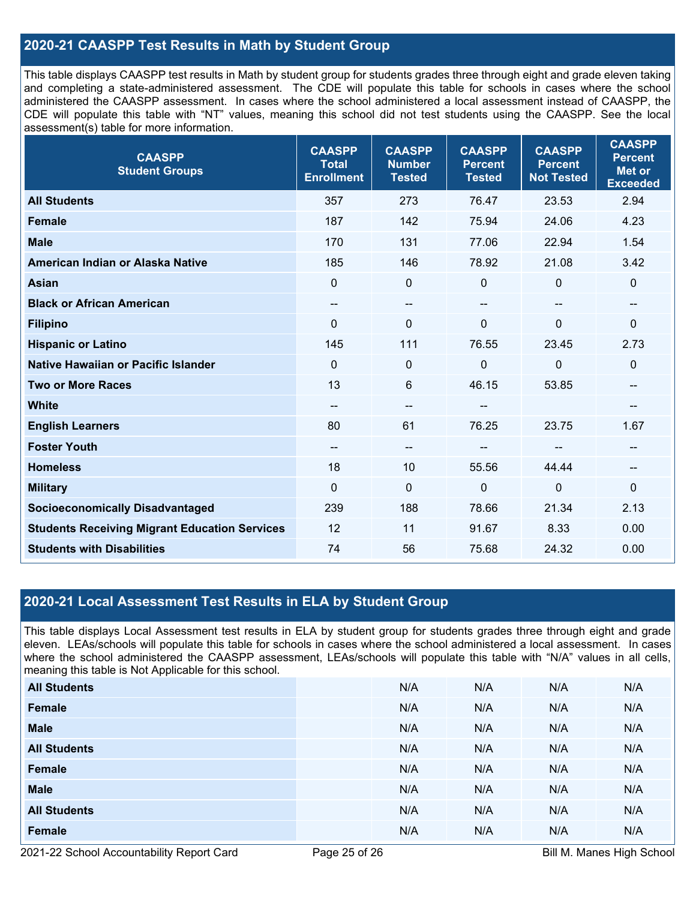## 2020-21 CAASPP Test Results in Math by Student Group

This table displays CAASPP test results in Math by student group for students grades three through eight and grade eleven taking and completing a state-administered assessment. The CDE will populate this table for schools in cases where the school administered the CAASPP assessment. In cases where the school administered a local assessment instead of CAASPP, the CDE will populate this table with "NT" values, meaning this school did not test students using the CAASPP. See the local assessment(s) table for more information.

| CAASPP Student Groups | CAASPP Total Enrollment | CAASPP Number Tested | CAASPP Percent Tested | CAASPP Percent Not Tested | CAASPP Percent Met or Exceeded |
|---|---|---|---|---|---|
| All Students | 357 | 273 | 76.47 | 23.53 | 2.94 |
| Female | 187 | 142 | 75.94 | 24.06 | 4.23 |
| Male | 170 | 131 | 77.06 | 22.94 | 1.54 |
| American Indian or Alaska Native | 185 | 146 | 78.92 | 21.08 | 3.42 |
| Asian | 0 | 0 | 0 | 0 | 0 |
| Black or African American | -- | -- | -- | -- | -- |
| Filipino | 0 | 0 | 0 | 0 | 0 |
| Hispanic or Latino | 145 | 111 | 76.55 | 23.45 | 2.73 |
| Native Hawaiian or Pacific Islander | 0 | 0 | 0 | 0 | 0 |
| Two or More Races | 13 | 6 | 46.15 | 53.85 | -- |
| White | -- | -- | -- | | -- |
| English Learners | 80 | 61 | 76.25 | 23.75 | 1.67 |
| Foster Youth | -- | -- | -- | -- | -- |
| Homeless | 18 | 10 | 55.56 | 44.44 | -- |
| Military | 0 | 0 | 0 | 0 | 0 |
| Socioeconomically Disadvantaged | 239 | 188 | 78.66 | 21.34 | 2.13 |
| Students Receiving Migrant Education Services | 12 | 11 | 91.67 | 8.33 | 0.00 |
| Students with Disabilities | 74 | 56 | 75.68 | 24.32 | 0.00 |

## 2020-21 Local Assessment Test Results in ELA by Student Group

This table displays Local Assessment test results in ELA by student group for students grades three through eight and grade eleven. LEAs/schools will populate this table for schools in cases where the school administered a local assessment. In cases where the school administered the CAASPP assessment, LEAs/schools will populate this table with "N/A" values in all cells, meaning this table is Not Applicable for this school.

| | | | | | |
|---|---|---|---|---|---|
| All Students | | N/A | N/A | N/A | N/A |
| Female | | N/A | N/A | N/A | N/A |
| Male | | N/A | N/A | N/A | N/A |
| All Students | | N/A | N/A | N/A | N/A |
| Female | | N/A | N/A | N/A | N/A |
| Male | | N/A | N/A | N/A | N/A |
| All Students | | N/A | N/A | N/A | N/A |
| Female | | N/A | N/A | N/A | N/A |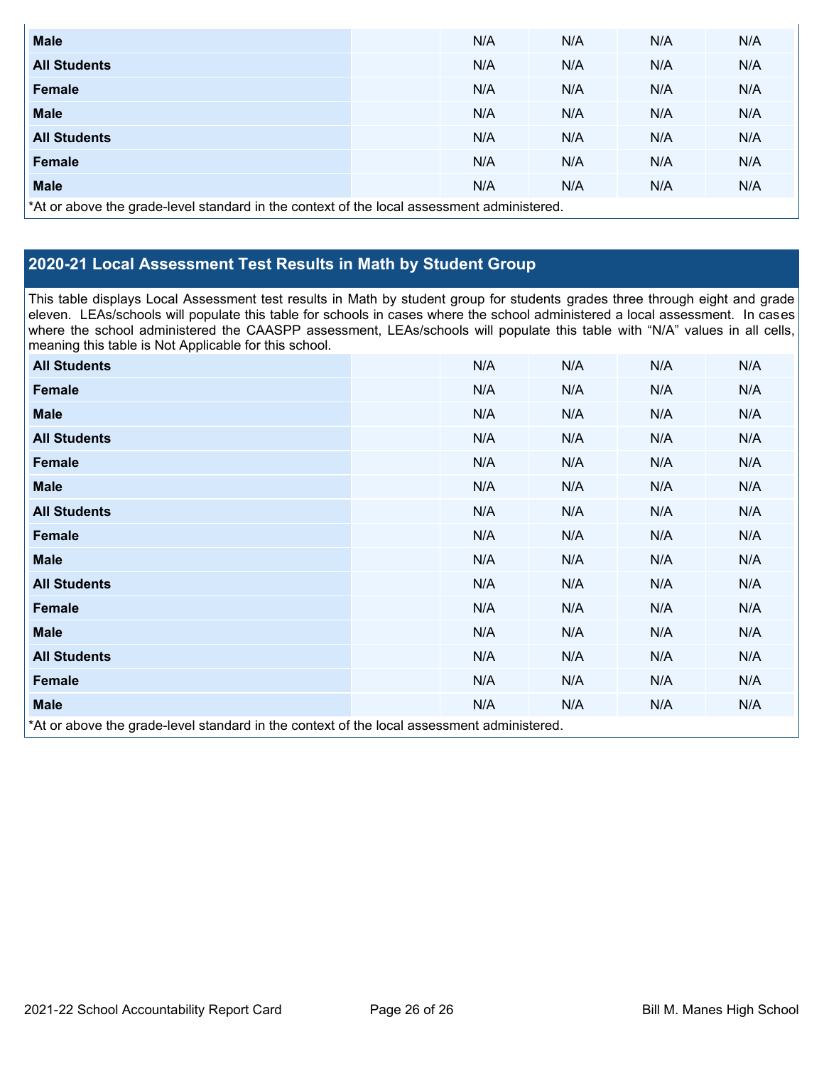| | | | | | |
|---|---|---|---|---|---|
| **Male** | | N/A | N/A | N/A | N/A |
| **All Students** | | N/A | N/A | N/A | N/A |
| **Female** | | N/A | N/A | N/A | N/A |
| **Male** | | N/A | N/A | N/A | N/A |
| **All Students** | | N/A | N/A | N/A | N/A |
| **Female** | | N/A | N/A | N/A | N/A |
| **Male** | | N/A | N/A | N/A | N/A |

*At or above the grade-level standard in the context of the local assessment administered.

## 2020-21 Local Assessment Test Results in Math by Student Group

This table displays Local Assessment test results in Math by student group for students grades three through eight and grade eleven. LEAs/schools will populate this table for schools in cases where the school administered a local assessment. In cases where the school administered the CAASPP assessment, LEAs/schools will populate this table with "N/A" values in all cells, meaning this table is Not Applicable for this school.

| | | | | | |
|---|---|---|---|---|---|
| **All Students** | | N/A | N/A | N/A | N/A |
| **Female** | | N/A | N/A | N/A | N/A |
| **Male** | | N/A | N/A | N/A | N/A |
| **All Students** | | N/A | N/A | N/A | N/A |
| **Female** | | N/A | N/A | N/A | N/A |
| **Male** | | N/A | N/A | N/A | N/A |
| **All Students** | | N/A | N/A | N/A | N/A |
| **Female** | | N/A | N/A | N/A | N/A |
| **Male** | | N/A | N/A | N/A | N/A |
| **All Students** | | N/A | N/A | N/A | N/A |
| **Female** | | N/A | N/A | N/A | N/A |
| **Male** | | N/A | N/A | N/A | N/A |
| **All Students** | | N/A | N/A | N/A | N/A |
| **Female** | | N/A | N/A | N/A | N/A |
| **Male** | | N/A | N/A | N/A | N/A |

*At or above the grade-level standard in the context of the local assessment administered.